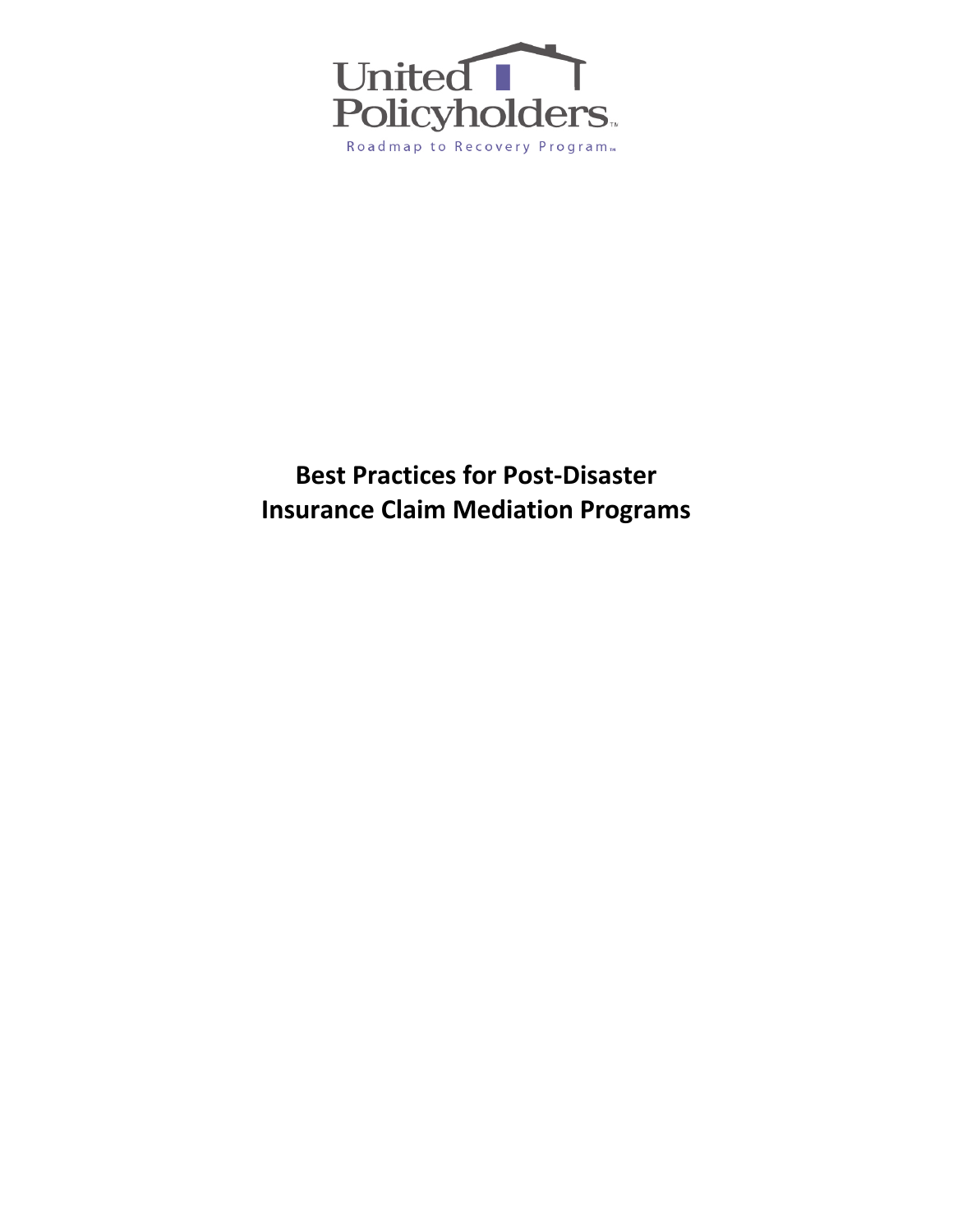United Policyholders™

Roadmap to Recovery Program™

# Best Practices for Post-Disaster Insurance Claim Mediation Programs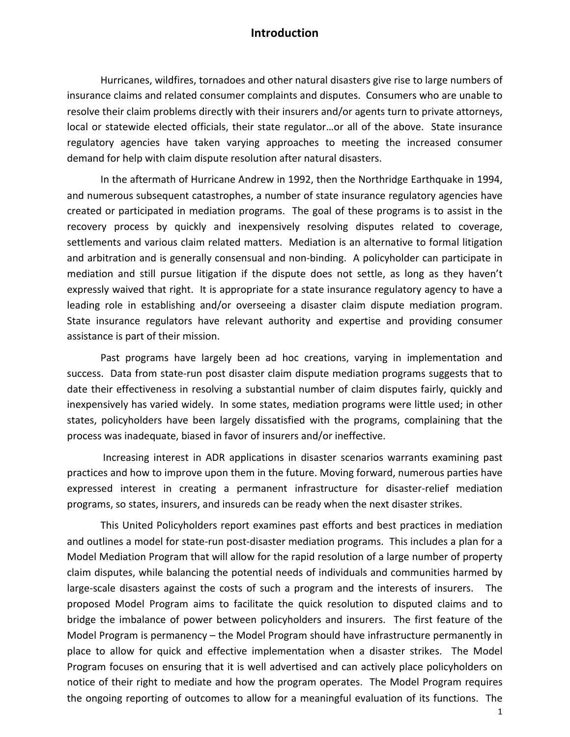# Introduction

Hurricanes, wildfires, tornadoes and other natural disasters give rise to large numbers of insurance claims and related consumer complaints and disputes. Consumers who are unable to resolve their claim problems directly with their insurers and/or agents turn to private attorneys, local or statewide elected officials, their state regulator…or all of the above. State insurance regulatory agencies have taken varying approaches to meeting the increased consumer demand for help with claim dispute resolution after natural disasters.

In the aftermath of Hurricane Andrew in 1992, then the Northridge Earthquake in 1994, and numerous subsequent catastrophes, a number of state insurance regulatory agencies have created or participated in mediation programs. The goal of these programs is to assist in the recovery process by quickly and inexpensively resolving disputes related to coverage, settlements and various claim related matters. Mediation is an alternative to formal litigation and arbitration and is generally consensual and non-binding. A policyholder can participate in mediation and still pursue litigation if the dispute does not settle, as long as they haven't expressly waived that right. It is appropriate for a state insurance regulatory agency to have a leading role in establishing and/or overseeing a disaster claim dispute mediation program. State insurance regulators have relevant authority and expertise and providing consumer assistance is part of their mission.

Past programs have largely been ad hoc creations, varying in implementation and success. Data from state-run post disaster claim dispute mediation programs suggests that to date their effectiveness in resolving a substantial number of claim disputes fairly, quickly and inexpensively has varied widely. In some states, mediation programs were little used; in other states, policyholders have been largely dissatisfied with the programs, complaining that the process was inadequate, biased in favor of insurers and/or ineffective.

Increasing interest in ADR applications in disaster scenarios warrants examining past practices and how to improve upon them in the future. Moving forward, numerous parties have expressed interest in creating a permanent infrastructure for disaster-relief mediation programs, so states, insurers, and insureds can be ready when the next disaster strikes.

This United Policyholders report examines past efforts and best practices in mediation and outlines a model for state-run post-disaster mediation programs. This includes a plan for a Model Mediation Program that will allow for the rapid resolution of a large number of property claim disputes, while balancing the potential needs of individuals and communities harmed by large-scale disasters against the costs of such a program and the interests of insurers. The proposed Model Program aims to facilitate the quick resolution to disputed claims and to bridge the imbalance of power between policyholders and insurers. The first feature of the Model Program is permanency – the Model Program should have infrastructure permanently in place to allow for quick and effective implementation when a disaster strikes. The Model Program focuses on ensuring that it is well advertised and can actively place policyholders on notice of their right to mediate and how the program operates. The Model Program requires the ongoing reporting of outcomes to allow for a meaningful evaluation of its functions. The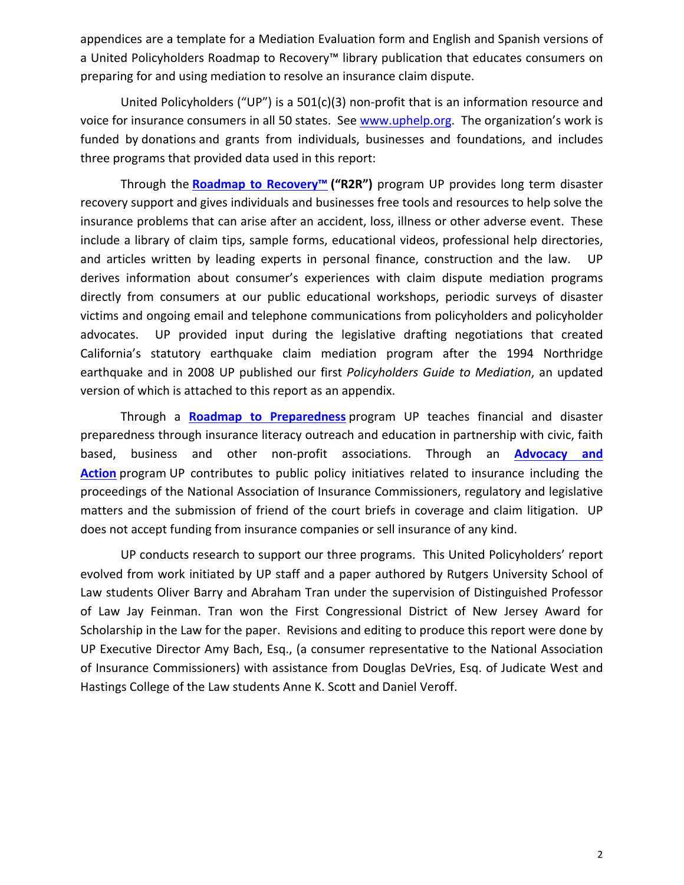appendices are a template for a Mediation Evaluation form and English and Spanish versions of a United Policyholders Roadmap to Recovery™ library publication that educates consumers on preparing for and using mediation to resolve an insurance claim dispute.

United Policyholders ("UP") is a 501(c)(3) non-profit that is an information resource and voice for insurance consumers in all 50 states. See www.uphelp.org. The organization's work is funded by donations and grants from individuals, businesses and foundations, and includes three programs that provided data used in this report:

Through the **Roadmap to Recovery™ ("R2R")** program UP provides long term disaster recovery support and gives individuals and businesses free tools and resources to help solve the insurance problems that can arise after an accident, loss, illness or other adverse event. These include a library of claim tips, sample forms, educational videos, professional help directories, and articles written by leading experts in personal finance, construction and the law. UP derives information about consumer's experiences with claim dispute mediation programs directly from consumers at our public educational workshops, periodic surveys of disaster victims and ongoing email and telephone communications from policyholders and policyholder advocates. UP provided input during the legislative drafting negotiations that created California's statutory earthquake claim mediation program after the 1994 Northridge earthquake and in 2008 UP published our first *Policyholders Guide to Mediation*, an updated version of which is attached to this report as an appendix.

Through a **Roadmap to Preparedness** program UP teaches financial and disaster preparedness through insurance literacy outreach and education in partnership with civic, faith based, business and other non-profit associations. Through an **Advocacy and Action** program UP contributes to public policy initiatives related to insurance including the proceedings of the National Association of Insurance Commissioners, regulatory and legislative matters and the submission of friend of the court briefs in coverage and claim litigation. UP does not accept funding from insurance companies or sell insurance of any kind.

UP conducts research to support our three programs. This United Policyholders' report evolved from work initiated by UP staff and a paper authored by Rutgers University School of Law students Oliver Barry and Abraham Tran under the supervision of Distinguished Professor of Law Jay Feinman. Tran won the First Congressional District of New Jersey Award for Scholarship in the Law for the paper. Revisions and editing to produce this report were done by UP Executive Director Amy Bach, Esq., (a consumer representative to the National Association of Insurance Commissioners) with assistance from Douglas DeVries, Esq. of Judicate West and Hastings College of the Law students Anne K. Scott and Daniel Veroff.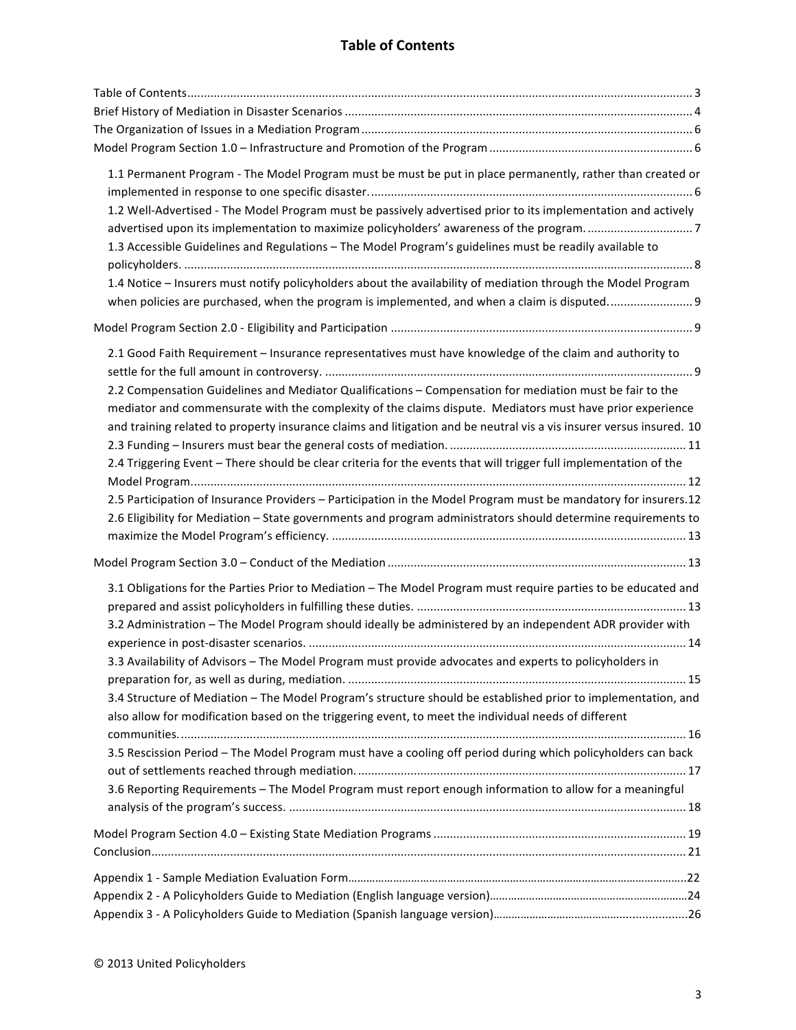# Table of Contents

Table of Contents ........ 3
Brief History of Mediation in Disaster Scenarios ........ 4
The Organization of Issues in a Mediation Program ........ 6
Model Program Section 1.0 – Infrastructure and Promotion of the Program ........ 6

- 1.1 Permanent Program - The Model Program must be must be put in place permanently, rather than created or implemented in response to one specific disaster. ........ 6
- 1.2 Well-Advertised - The Model Program must be passively advertised prior to its implementation and actively advertised upon its implementation to maximize policyholders' awareness of the program. ........ 7
- 1.3 Accessible Guidelines and Regulations – The Model Program's guidelines must be readily available to policyholders. ........ 8
- 1.4 Notice – Insurers must notify policyholders about the availability of mediation through the Model Program when policies are purchased, when the program is implemented, and when a claim is disputed. ........ 9

Model Program Section 2.0 - Eligibility and Participation ........ 9

- 2.1 Good Faith Requirement – Insurance representatives must have knowledge of the claim and authority to settle for the full amount in controversy. ........ 9
- 2.2 Compensation Guidelines and Mediator Qualifications – Compensation for mediation must be fair to the mediator and commensurate with the complexity of the claims dispute. Mediators must have prior experience and training related to property insurance claims and litigation and be neutral vis a vis insurer versus insured. 10
- 2.3 Funding – Insurers must bear the general costs of mediation. ........ 11
- 2.4 Triggering Event – There should be clear criteria for the events that will trigger full implementation of the Model Program. ........ 12
- 2.5 Participation of Insurance Providers – Participation in the Model Program must be mandatory for insurers. 12
- 2.6 Eligibility for Mediation – State governments and program administrators should determine requirements to maximize the Model Program's efficiency. ........ 13

Model Program Section 3.0 – Conduct of the Mediation ........ 13

- 3.1 Obligations for the Parties Prior to Mediation – The Model Program must require parties to be educated and prepared and assist policyholders in fulfilling these duties. ........ 13
- 3.2 Administration – The Model Program should ideally be administered by an independent ADR provider with experience in post-disaster scenarios. ........ 14
- 3.3 Availability of Advisors – The Model Program must provide advocates and experts to policyholders in preparation for, as well as during, mediation. ........ 15
- 3.4 Structure of Mediation – The Model Program's structure should be established prior to implementation, and also allow for modification based on the triggering event, to meet the individual needs of different communities. ........ 16
- 3.5 Rescission Period – The Model Program must have a cooling off period during which policyholders can back out of settlements reached through mediation. ........ 17
- 3.6 Reporting Requirements – The Model Program must report enough information to allow for a meaningful analysis of the program's success. ........ 18

Model Program Section 4.0 – Existing State Mediation Programs ........ 19
Conclusion ........ 21

Appendix 1 - Sample Mediation Evaluation Form ........ 22
Appendix 2 - A Policyholders Guide to Mediation (English language version) ........ 24
Appendix 3 - A Policyholders Guide to Mediation (Spanish language version) ........ 26

© 2013 United Policyholders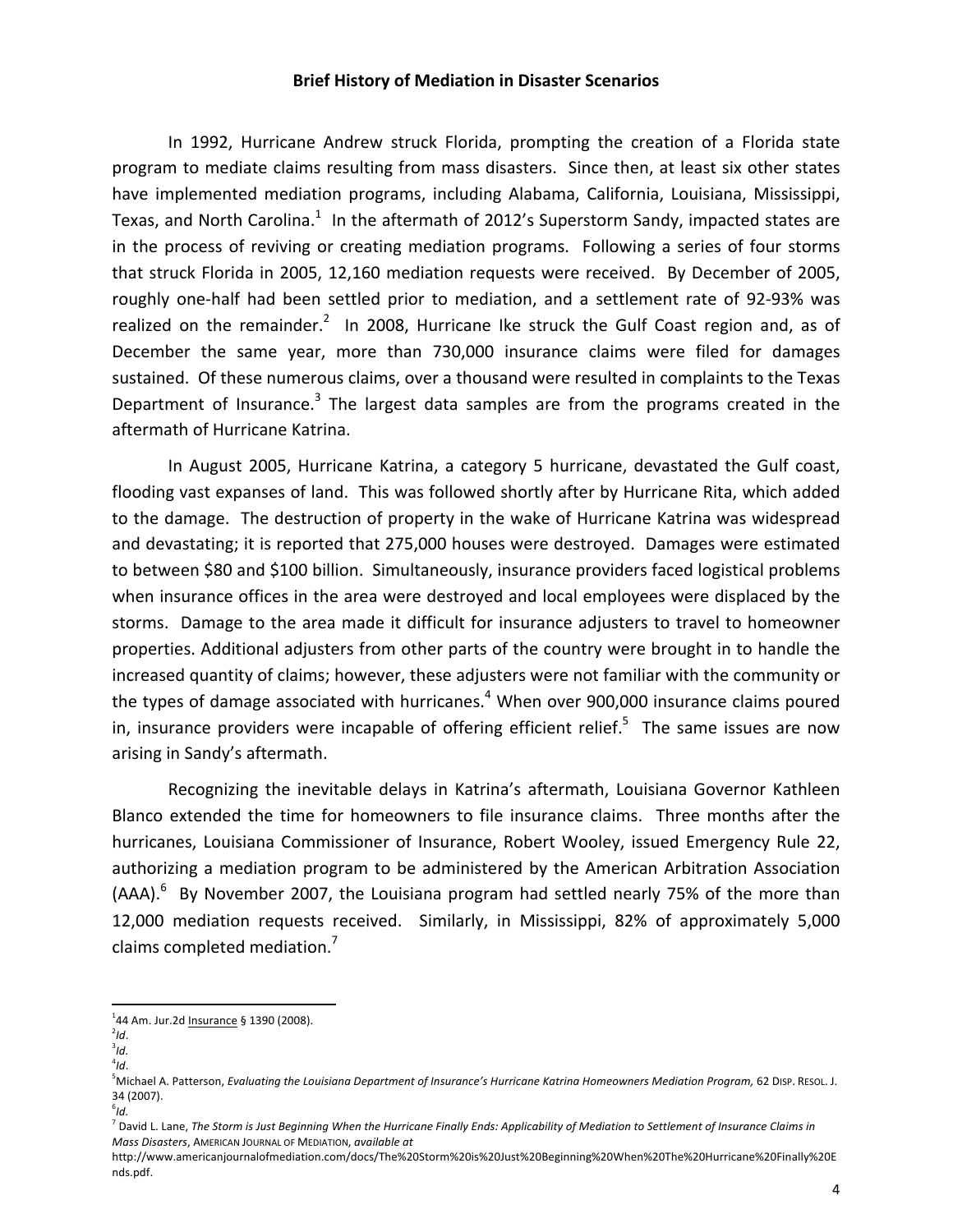## Brief History of Mediation in Disaster Scenarios

In 1992, Hurricane Andrew struck Florida, prompting the creation of a Florida state program to mediate claims resulting from mass disasters. Since then, at least six other states have implemented mediation programs, including Alabama, California, Louisiana, Mississippi, Texas, and North Carolina.[1] In the aftermath of 2012's Superstorm Sandy, impacted states are in the process of reviving or creating mediation programs. Following a series of four storms that struck Florida in 2005, 12,160 mediation requests were received. By December of 2005, roughly one-half had been settled prior to mediation, and a settlement rate of 92-93% was realized on the remainder.[2] In 2008, Hurricane Ike struck the Gulf Coast region and, as of December the same year, more than 730,000 insurance claims were filed for damages sustained. Of these numerous claims, over a thousand were resulted in complaints to the Texas Department of Insurance.[3] The largest data samples are from the programs created in the aftermath of Hurricane Katrina.

In August 2005, Hurricane Katrina, a category 5 hurricane, devastated the Gulf coast, flooding vast expanses of land. This was followed shortly after by Hurricane Rita, which added to the damage. The destruction of property in the wake of Hurricane Katrina was widespread and devastating; it is reported that 275,000 houses were destroyed. Damages were estimated to between $80 and $100 billion. Simultaneously, insurance providers faced logistical problems when insurance offices in the area were destroyed and local employees were displaced by the storms. Damage to the area made it difficult for insurance adjusters to travel to homeowner properties. Additional adjusters from other parts of the country were brought in to handle the increased quantity of claims; however, these adjusters were not familiar with the community or the types of damage associated with hurricanes.[4] When over 900,000 insurance claims poured in, insurance providers were incapable of offering efficient relief.[5] The same issues are now arising in Sandy's aftermath.

Recognizing the inevitable delays in Katrina's aftermath, Louisiana Governor Kathleen Blanco extended the time for homeowners to file insurance claims. Three months after the hurricanes, Louisiana Commissioner of Insurance, Robert Wooley, issued Emergency Rule 22, authorizing a mediation program to be administered by the American Arbitration Association (AAA).[6] By November 2007, the Louisiana program had settled nearly 75% of the more than 12,000 mediation requests received. Similarly, in Mississippi, 82% of approximately 5,000 claims completed mediation.[7]

---

[1] 44 Am. Jur.2d Insurance § 1390 (2008).

[2] *Id*.

[3] *Id*.

[4] *Id*.

[5] Michael A. Patterson, *Evaluating the Louisiana Department of Insurance's Hurricane Katrina Homeowners Mediation Program,* 62 DISP. RESOL. J. 34 (2007).

[6] *Id.*

[7] David L. Lane, *The Storm is Just Beginning When the Hurricane Finally Ends: Applicability of Mediation to Settlement of Insurance Claims in Mass Disasters*, AMERICAN JOURNAL OF MEDIATION, *available at* http://www.americanjournalofmediation.com/docs/The%20Storm%20is%20Just%20Beginning%20When%20The%20Hurricane%20Finally%20Ends.pdf.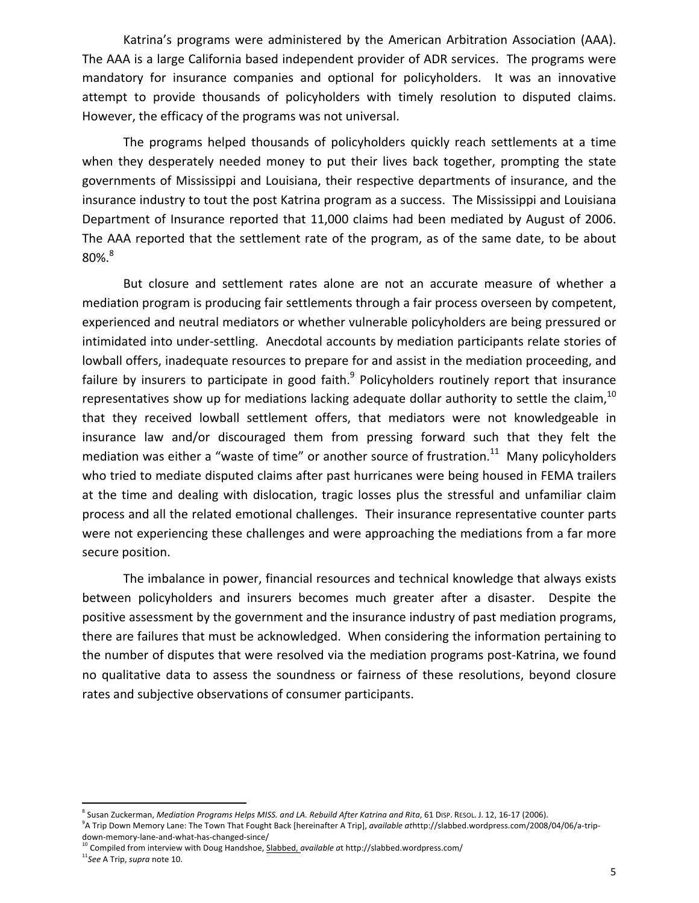Katrina's programs were administered by the American Arbitration Association (AAA). The AAA is a large California based independent provider of ADR services. The programs were mandatory for insurance companies and optional for policyholders. It was an innovative attempt to provide thousands of policyholders with timely resolution to disputed claims. However, the efficacy of the programs was not universal.

The programs helped thousands of policyholders quickly reach settlements at a time when they desperately needed money to put their lives back together, prompting the state governments of Mississippi and Louisiana, their respective departments of insurance, and the insurance industry to tout the post Katrina program as a success. The Mississippi and Louisiana Department of Insurance reported that 11,000 claims had been mediated by August of 2006. The AAA reported that the settlement rate of the program, as of the same date, to be about 80%.[8]

But closure and settlement rates alone are not an accurate measure of whether a mediation program is producing fair settlements through a fair process overseen by competent, experienced and neutral mediators or whether vulnerable policyholders are being pressured or intimidated into under-settling. Anecdotal accounts by mediation participants relate stories of lowball offers, inadequate resources to prepare for and assist in the mediation proceeding, and failure by insurers to participate in good faith.[9] Policyholders routinely report that insurance representatives show up for mediations lacking adequate dollar authority to settle the claim,[10] that they received lowball settlement offers, that mediators were not knowledgeable in insurance law and/or discouraged them from pressing forward such that they felt the mediation was either a "waste of time" or another source of frustration.[11] Many policyholders who tried to mediate disputed claims after past hurricanes were being housed in FEMA trailers at the time and dealing with dislocation, tragic losses plus the stressful and unfamiliar claim process and all the related emotional challenges. Their insurance representative counter parts were not experiencing these challenges and were approaching the mediations from a far more secure position.

The imbalance in power, financial resources and technical knowledge that always exists between policyholders and insurers becomes much greater after a disaster. Despite the positive assessment by the government and the insurance industry of past mediation programs, there are failures that must be acknowledged. When considering the information pertaining to the number of disputes that were resolved via the mediation programs post-Katrina, we found no qualitative data to assess the soundness or fairness of these resolutions, beyond closure rates and subjective observations of consumer participants.

---

[8] Susan Zuckerman, *Mediation Programs Helps MISS. and LA. Rebuild After Katrina and Rita*, 61 DISP. RESOL. J. 12, 16-17 (2006).

[9] A Trip Down Memory Lane: The Town That Fought Back [hereinafter A Trip], *available at*http://slabbed.wordpress.com/2008/04/06/a-trip-down-memory-lane-and-what-has-changed-since/

[10] Compiled from interview with Doug Handshoe, Slabbed, *available a*t http://slabbed.wordpress.com/

[11] *See* A Trip, *supra* note 10.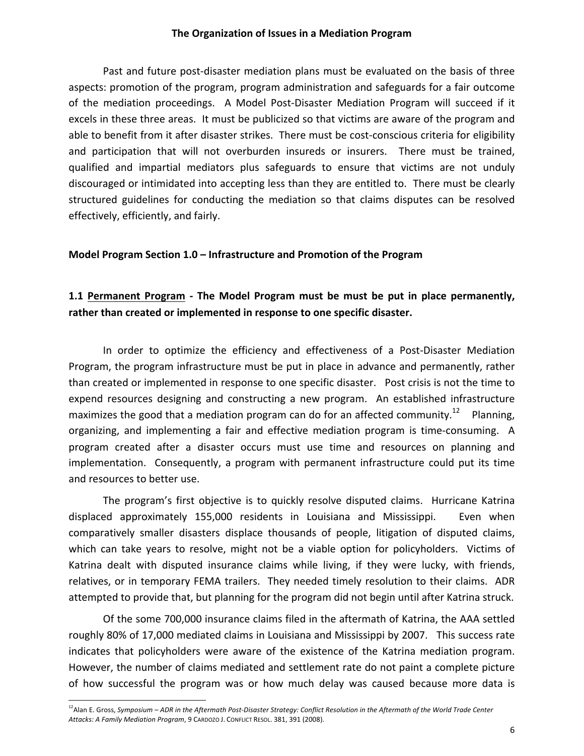## The Organization of Issues in a Mediation Program

Past and future post-disaster mediation plans must be evaluated on the basis of three aspects: promotion of the program, program administration and safeguards for a fair outcome of the mediation proceedings. A Model Post-Disaster Mediation Program will succeed if it excels in these three areas. It must be publicized so that victims are aware of the program and able to benefit from it after disaster strikes. There must be cost-conscious criteria for eligibility and participation that will not overburden insureds or insurers. There must be trained, qualified and impartial mediators plus safeguards to ensure that victims are not unduly discouraged or intimidated into accepting less than they are entitled to. There must be clearly structured guidelines for conducting the mediation so that claims disputes can be resolved effectively, efficiently, and fairly.

### Model Program Section 1.0 – Infrastructure and Promotion of the Program

**1.1 <u>Permanent Program</u> - The Model Program must be must be put in place permanently, rather than created or implemented in response to one specific disaster.**

In order to optimize the efficiency and effectiveness of a Post-Disaster Mediation Program, the program infrastructure must be put in place in advance and permanently, rather than created or implemented in response to one specific disaster. Post crisis is not the time to expend resources designing and constructing a new program. An established infrastructure maximizes the good that a mediation program can do for an affected community.[12] Planning, organizing, and implementing a fair and effective mediation program is time-consuming. A program created after a disaster occurs must use time and resources on planning and implementation. Consequently, a program with permanent infrastructure could put its time and resources to better use.

The program's first objective is to quickly resolve disputed claims. Hurricane Katrina displaced approximately 155,000 residents in Louisiana and Mississippi. Even when comparatively smaller disasters displace thousands of people, litigation of disputed claims, which can take years to resolve, might not be a viable option for policyholders. Victims of Katrina dealt with disputed insurance claims while living, if they were lucky, with friends, relatives, or in temporary FEMA trailers. They needed timely resolution to their claims. ADR attempted to provide that, but planning for the program did not begin until after Katrina struck.

Of the some 700,000 insurance claims filed in the aftermath of Katrina, the AAA settled roughly 80% of 17,000 mediated claims in Louisiana and Mississippi by 2007. This success rate indicates that policyholders were aware of the existence of the Katrina mediation program. However, the number of claims mediated and settlement rate do not paint a complete picture of how successful the program was or how much delay was caused because more data is

---

[12] Alan E. Gross, *Symposium – ADR in the Aftermath Post-Disaster Strategy: Conflict Resolution in the Aftermath of the World Trade Center Attacks: A Family Mediation Program*, 9 CARDOZO J. CONFLICT RESOL. 381, 391 (2008).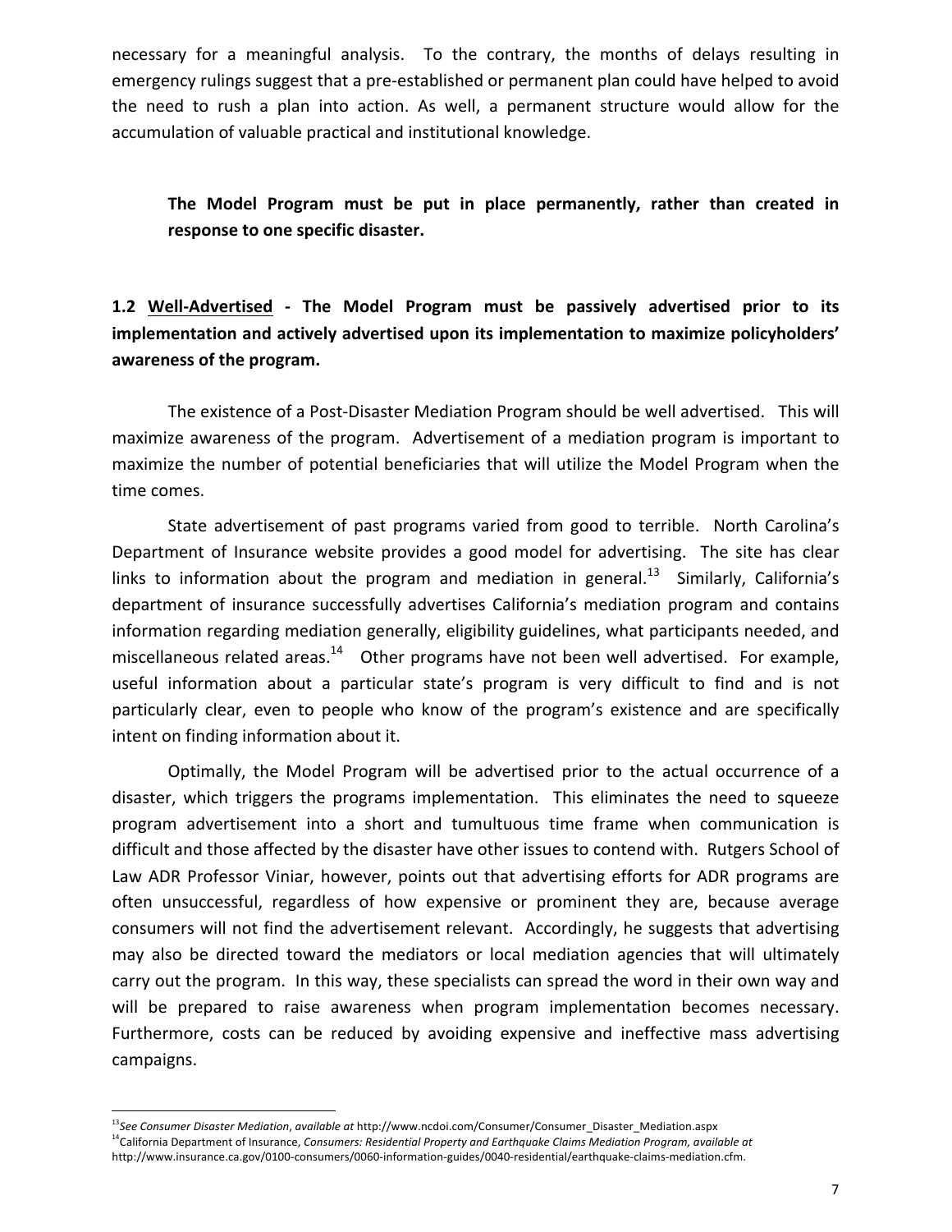necessary for a meaningful analysis. To the contrary, the months of delays resulting in emergency rulings suggest that a pre-established or permanent plan could have helped to avoid the need to rush a plan into action. As well, a permanent structure would allow for the accumulation of valuable practical and institutional knowledge.

> **The Model Program must be put in place permanently, rather than created in response to one specific disaster.**

**1.2 Well-Advertised - The Model Program must be passively advertised prior to its implementation and actively advertised upon its implementation to maximize policyholders' awareness of the program.**

The existence of a Post-Disaster Mediation Program should be well advertised. This will maximize awareness of the program. Advertisement of a mediation program is important to maximize the number of potential beneficiaries that will utilize the Model Program when the time comes.

State advertisement of past programs varied from good to terrible. North Carolina's Department of Insurance website provides a good model for advertising. The site has clear links to information about the program and mediation in general.[13] Similarly, California's department of insurance successfully advertises California's mediation program and contains information regarding mediation generally, eligibility guidelines, what participants needed, and miscellaneous related areas.[14] Other programs have not been well advertised. For example, useful information about a particular state's program is very difficult to find and is not particularly clear, even to people who know of the program's existence and are specifically intent on finding information about it.

Optimally, the Model Program will be advertised prior to the actual occurrence of a disaster, which triggers the programs implementation. This eliminates the need to squeeze program advertisement into a short and tumultuous time frame when communication is difficult and those affected by the disaster have other issues to contend with. Rutgers School of Law ADR Professor Viniar, however, points out that advertising efforts for ADR programs are often unsuccessful, regardless of how expensive or prominent they are, because average consumers will not find the advertisement relevant. Accordingly, he suggests that advertising may also be directed toward the mediators or local mediation agencies that will ultimately carry out the program. In this way, these specialists can spread the word in their own way and will be prepared to raise awareness when program implementation becomes necessary. Furthermore, costs can be reduced by avoiding expensive and ineffective mass advertising campaigns.

---

[13] *See Consumer Disaster Mediation*, *available at* http://www.ncdoi.com/Consumer/Consumer_Disaster_Mediation.aspx

[14] California Department of Insurance, *Consumers: Residential Property and Earthquake Claims Mediation Program, available at* http://www.insurance.ca.gov/0100-consumers/0060-information-guides/0040-residential/earthquake-claims-mediation.cfm.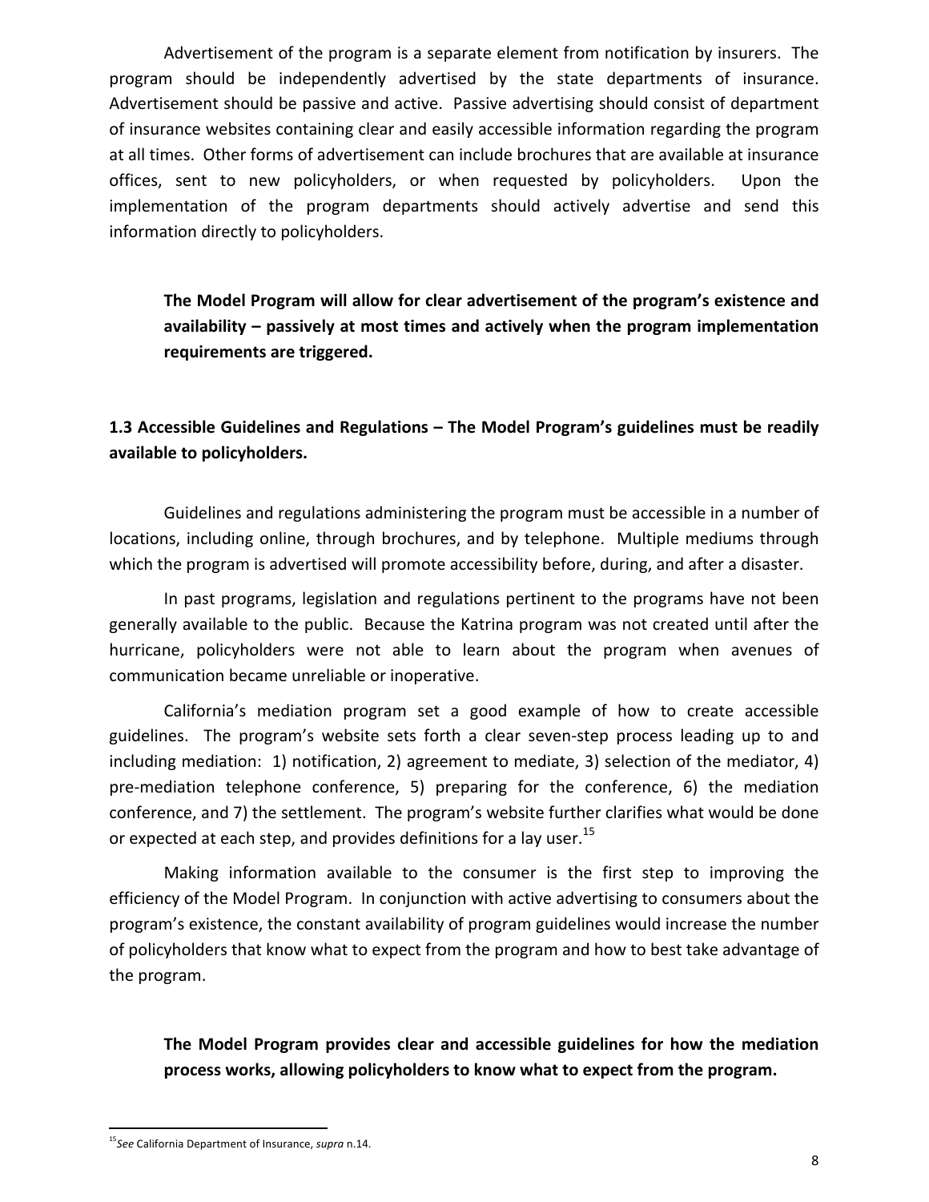Advertisement of the program is a separate element from notification by insurers. The program should be independently advertised by the state departments of insurance. Advertisement should be passive and active. Passive advertising should consist of department of insurance websites containing clear and easily accessible information regarding the program at all times. Other forms of advertisement can include brochures that are available at insurance offices, sent to new policyholders, or when requested by policyholders. Upon the implementation of the program departments should actively advertise and send this information directly to policyholders.

**The Model Program will allow for clear advertisement of the program's existence and availability – passively at most times and actively when the program implementation requirements are triggered.**

**1.3 Accessible Guidelines and Regulations – The Model Program's guidelines must be readily available to policyholders.**

Guidelines and regulations administering the program must be accessible in a number of locations, including online, through brochures, and by telephone. Multiple mediums through which the program is advertised will promote accessibility before, during, and after a disaster.

In past programs, legislation and regulations pertinent to the programs have not been generally available to the public. Because the Katrina program was not created until after the hurricane, policyholders were not able to learn about the program when avenues of communication became unreliable or inoperative.

California's mediation program set a good example of how to create accessible guidelines. The program's website sets forth a clear seven-step process leading up to and including mediation: 1) notification, 2) agreement to mediate, 3) selection of the mediator, 4) pre-mediation telephone conference, 5) preparing for the conference, 6) the mediation conference, and 7) the settlement. The program's website further clarifies what would be done or expected at each step, and provides definitions for a lay user.[15]

Making information available to the consumer is the first step to improving the efficiency of the Model Program. In conjunction with active advertising to consumers about the program's existence, the constant availability of program guidelines would increase the number of policyholders that know what to expect from the program and how to best take advantage of the program.

**The Model Program provides clear and accessible guidelines for how the mediation process works, allowing policyholders to know what to expect from the program.**

---

[15] *See* California Department of Insurance, *supra* n.14.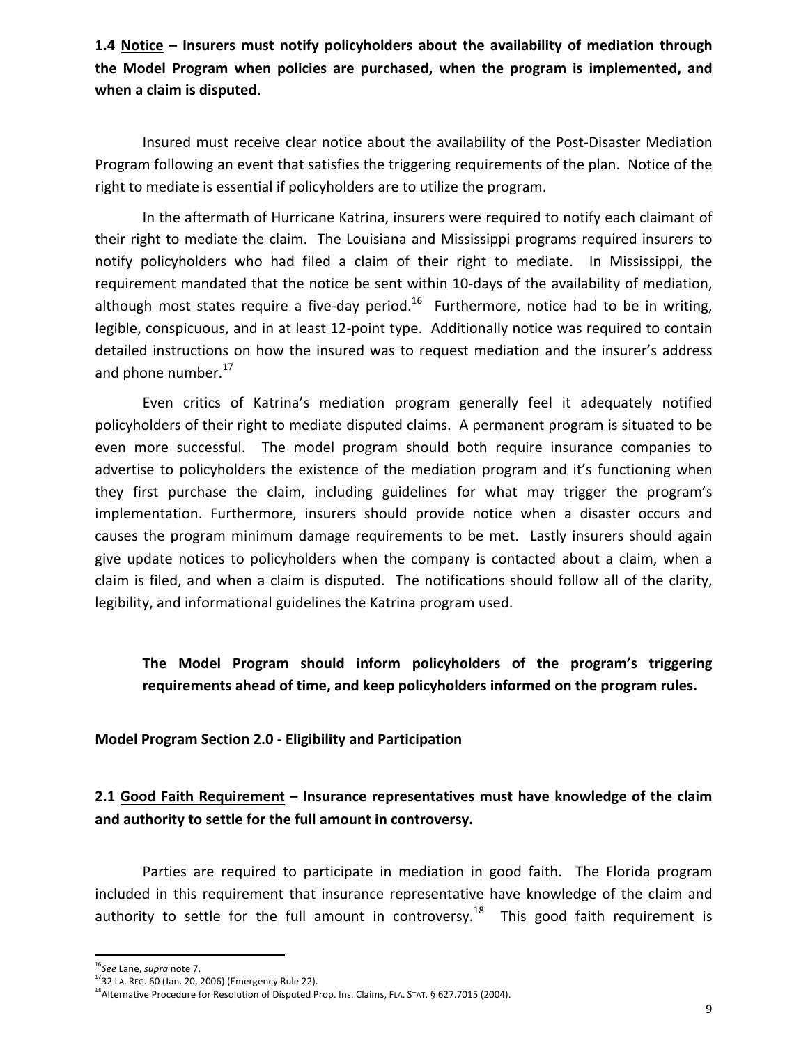**1.4 <u>Notice</u> – Insurers must notify policyholders about the availability of mediation through the Model Program when policies are purchased, when the program is implemented, and when a claim is disputed.**

Insured must receive clear notice about the availability of the Post-Disaster Mediation Program following an event that satisfies the triggering requirements of the plan. Notice of the right to mediate is essential if policyholders are to utilize the program.

In the aftermath of Hurricane Katrina, insurers were required to notify each claimant of their right to mediate the claim. The Louisiana and Mississippi programs required insurers to notify policyholders who had filed a claim of their right to mediate. In Mississippi, the requirement mandated that the notice be sent within 10-days of the availability of mediation, although most states require a five-day period.[16] Furthermore, notice had to be in writing, legible, conspicuous, and in at least 12-point type. Additionally notice was required to contain detailed instructions on how the insured was to request mediation and the insurer's address and phone number.[17]

Even critics of Katrina's mediation program generally feel it adequately notified policyholders of their right to mediate disputed claims. A permanent program is situated to be even more successful. The model program should both require insurance companies to advertise to policyholders the existence of the mediation program and it's functioning when they first purchase the claim, including guidelines for what may trigger the program's implementation. Furthermore, insurers should provide notice when a disaster occurs and causes the program minimum damage requirements to be met. Lastly insurers should again give update notices to policyholders when the company is contacted about a claim, when a claim is filed, and when a claim is disputed. The notifications should follow all of the clarity, legibility, and informational guidelines the Katrina program used.

> **The Model Program should inform policyholders of the program's triggering requirements ahead of time, and keep policyholders informed on the program rules.**

**Model Program Section 2.0 - Eligibility and Participation**

**2.1 <u>Good Faith Requirement</u> – Insurance representatives must have knowledge of the claim and authority to settle for the full amount in controversy.**

Parties are required to participate in mediation in good faith. The Florida program included in this requirement that insurance representative have knowledge of the claim and authority to settle for the full amount in controversy.[18] This good faith requirement is

---

[16] *See* Lane, *supra* note 7.

[17] 32 LA. REG. 60 (Jan. 20, 2006) (Emergency Rule 22).

[18] Alternative Procedure for Resolution of Disputed Prop. Ins. Claims, FLA. STAT. § 627.7015 (2004).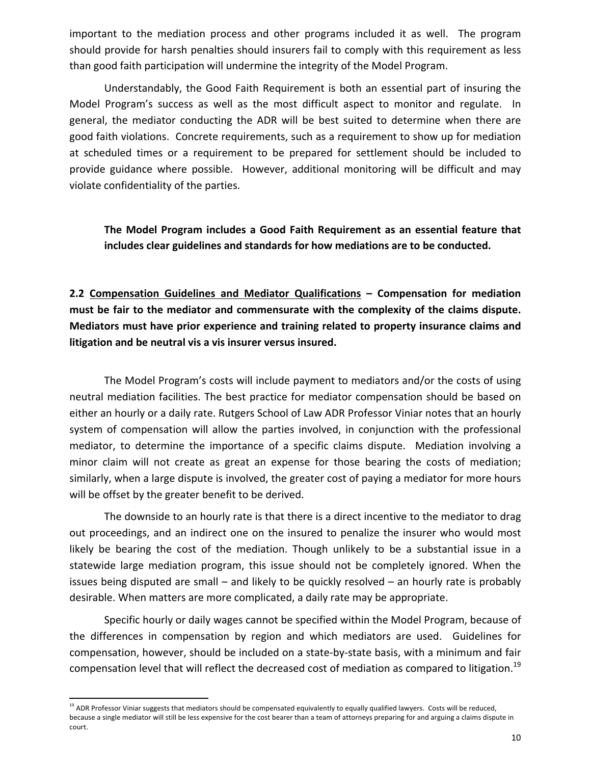important to the mediation process and other programs included it as well. The program should provide for harsh penalties should insurers fail to comply with this requirement as less than good faith participation will undermine the integrity of the Model Program.

Understandably, the Good Faith Requirement is both an essential part of insuring the Model Program's success as well as the most difficult aspect to monitor and regulate. In general, the mediator conducting the ADR will be best suited to determine when there are good faith violations. Concrete requirements, such as a requirement to show up for mediation at scheduled times or a requirement to be prepared for settlement should be included to provide guidance where possible. However, additional monitoring will be difficult and may violate confidentiality of the parties.

> **The Model Program includes a Good Faith Requirement as an essential feature that includes clear guidelines and standards for how mediations are to be conducted.**

**2.2 <u>Compensation Guidelines and Mediator Qualifications</u> – Compensation for mediation must be fair to the mediator and commensurate with the complexity of the claims dispute. Mediators must have prior experience and training related to property insurance claims and litigation and be neutral vis a vis insurer versus insured.**

The Model Program's costs will include payment to mediators and/or the costs of using neutral mediation facilities. The best practice for mediator compensation should be based on either an hourly or a daily rate. Rutgers School of Law ADR Professor Viniar notes that an hourly system of compensation will allow the parties involved, in conjunction with the professional mediator, to determine the importance of a specific claims dispute. Mediation involving a minor claim will not create as great an expense for those bearing the costs of mediation; similarly, when a large dispute is involved, the greater cost of paying a mediator for more hours will be offset by the greater benefit to be derived.

The downside to an hourly rate is that there is a direct incentive to the mediator to drag out proceedings, and an indirect one on the insured to penalize the insurer who would most likely be bearing the cost of the mediation. Though unlikely to be a substantial issue in a statewide large mediation program, this issue should not be completely ignored. When the issues being disputed are small – and likely to be quickly resolved – an hourly rate is probably desirable. When matters are more complicated, a daily rate may be appropriate.

Specific hourly or daily wages cannot be specified within the Model Program, because of the differences in compensation by region and which mediators are used. Guidelines for compensation, however, should be included on a state-by-state basis, with a minimum and fair compensation level that will reflect the decreased cost of mediation as compared to litigation.[19]

---

[19] ADR Professor Viniar suggests that mediators should be compensated equivalently to equally qualified lawyers. Costs will be reduced, because a single mediator will still be less expensive for the cost bearer than a team of attorneys preparing for and arguing a claims dispute in court.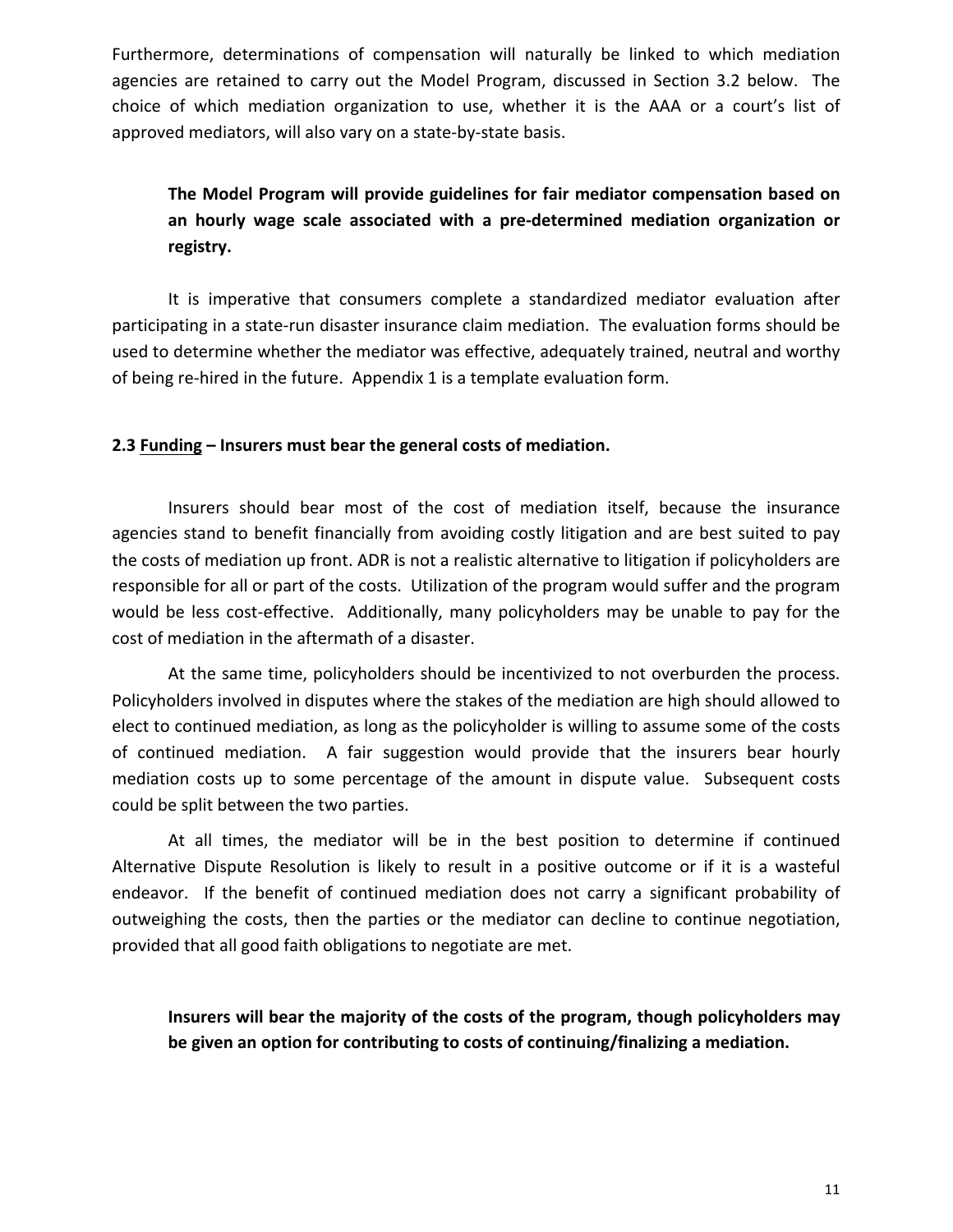Furthermore, determinations of compensation will naturally be linked to which mediation agencies are retained to carry out the Model Program, discussed in Section 3.2 below. The choice of which mediation organization to use, whether it is the AAA or a court's list of approved mediators, will also vary on a state-by-state basis.

> **The Model Program will provide guidelines for fair mediator compensation based on an hourly wage scale associated with a pre-determined mediation organization or registry.**

It is imperative that consumers complete a standardized mediator evaluation after participating in a state-run disaster insurance claim mediation. The evaluation forms should be used to determine whether the mediator was effective, adequately trained, neutral and worthy of being re-hired in the future. Appendix 1 is a template evaluation form.

### 2.3 Funding – Insurers must bear the general costs of mediation.

Insurers should bear most of the cost of mediation itself, because the insurance agencies stand to benefit financially from avoiding costly litigation and are best suited to pay the costs of mediation up front. ADR is not a realistic alternative to litigation if policyholders are responsible for all or part of the costs. Utilization of the program would suffer and the program would be less cost-effective. Additionally, many policyholders may be unable to pay for the cost of mediation in the aftermath of a disaster.

At the same time, policyholders should be incentivized to not overburden the process. Policyholders involved in disputes where the stakes of the mediation are high should allowed to elect to continued mediation, as long as the policyholder is willing to assume some of the costs of continued mediation. A fair suggestion would provide that the insurers bear hourly mediation costs up to some percentage of the amount in dispute value. Subsequent costs could be split between the two parties.

At all times, the mediator will be in the best position to determine if continued Alternative Dispute Resolution is likely to result in a positive outcome or if it is a wasteful endeavor. If the benefit of continued mediation does not carry a significant probability of outweighing the costs, then the parties or the mediator can decline to continue negotiation, provided that all good faith obligations to negotiate are met.

> **Insurers will bear the majority of the costs of the program, though policyholders may be given an option for contributing to costs of continuing/finalizing a mediation.**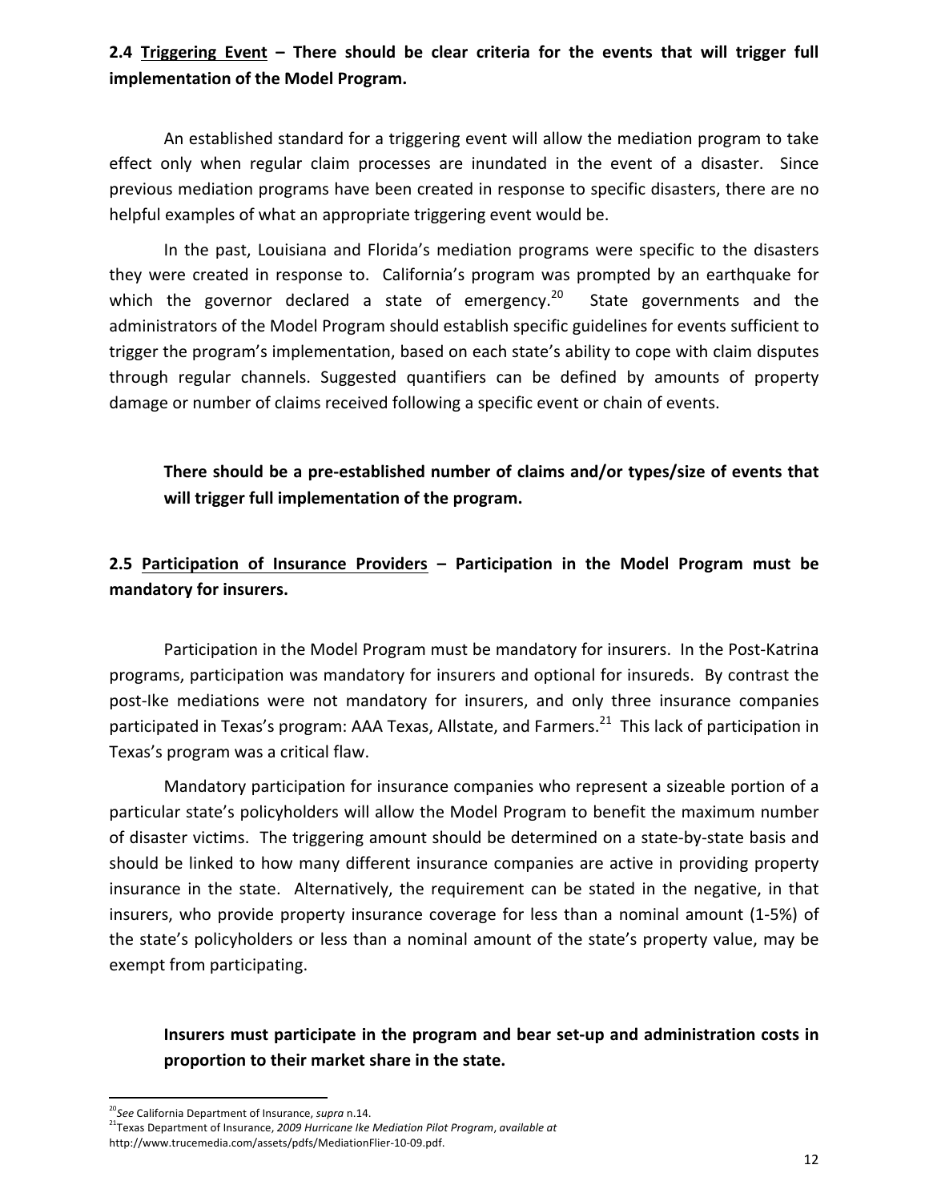**2.4 <u>Triggering Event</u> – There should be clear criteria for the events that will trigger full implementation of the Model Program.**

An established standard for a triggering event will allow the mediation program to take effect only when regular claim processes are inundated in the event of a disaster. Since previous mediation programs have been created in response to specific disasters, there are no helpful examples of what an appropriate triggering event would be.

In the past, Louisiana and Florida's mediation programs were specific to the disasters they were created in response to. California's program was prompted by an earthquake for which the governor declared a state of emergency.[20] State governments and the administrators of the Model Program should establish specific guidelines for events sufficient to trigger the program's implementation, based on each state's ability to cope with claim disputes through regular channels. Suggested quantifiers can be defined by amounts of property damage or number of claims received following a specific event or chain of events.

**There should be a pre-established number of claims and/or types/size of events that will trigger full implementation of the program.**

**2.5 <u>Participation of Insurance Providers</u> – Participation in the Model Program must be mandatory for insurers.**

Participation in the Model Program must be mandatory for insurers. In the Post-Katrina programs, participation was mandatory for insurers and optional for insureds. By contrast the post-Ike mediations were not mandatory for insurers, and only three insurance companies participated in Texas's program: AAA Texas, Allstate, and Farmers.[21] This lack of participation in Texas's program was a critical flaw.

Mandatory participation for insurance companies who represent a sizeable portion of a particular state's policyholders will allow the Model Program to benefit the maximum number of disaster victims. The triggering amount should be determined on a state-by-state basis and should be linked to how many different insurance companies are active in providing property insurance in the state. Alternatively, the requirement can be stated in the negative, in that insurers, who provide property insurance coverage for less than a nominal amount (1-5%) of the state's policyholders or less than a nominal amount of the state's property value, may be exempt from participating.

**Insurers must participate in the program and bear set-up and administration costs in proportion to their market share in the state.**

---

[20] *See* California Department of Insurance, *supra* n.14.

[21] Texas Department of Insurance, *2009 Hurricane Ike Mediation Pilot Program*, *available at* http://www.trucemedia.com/assets/pdfs/MediationFlier-10-09.pdf.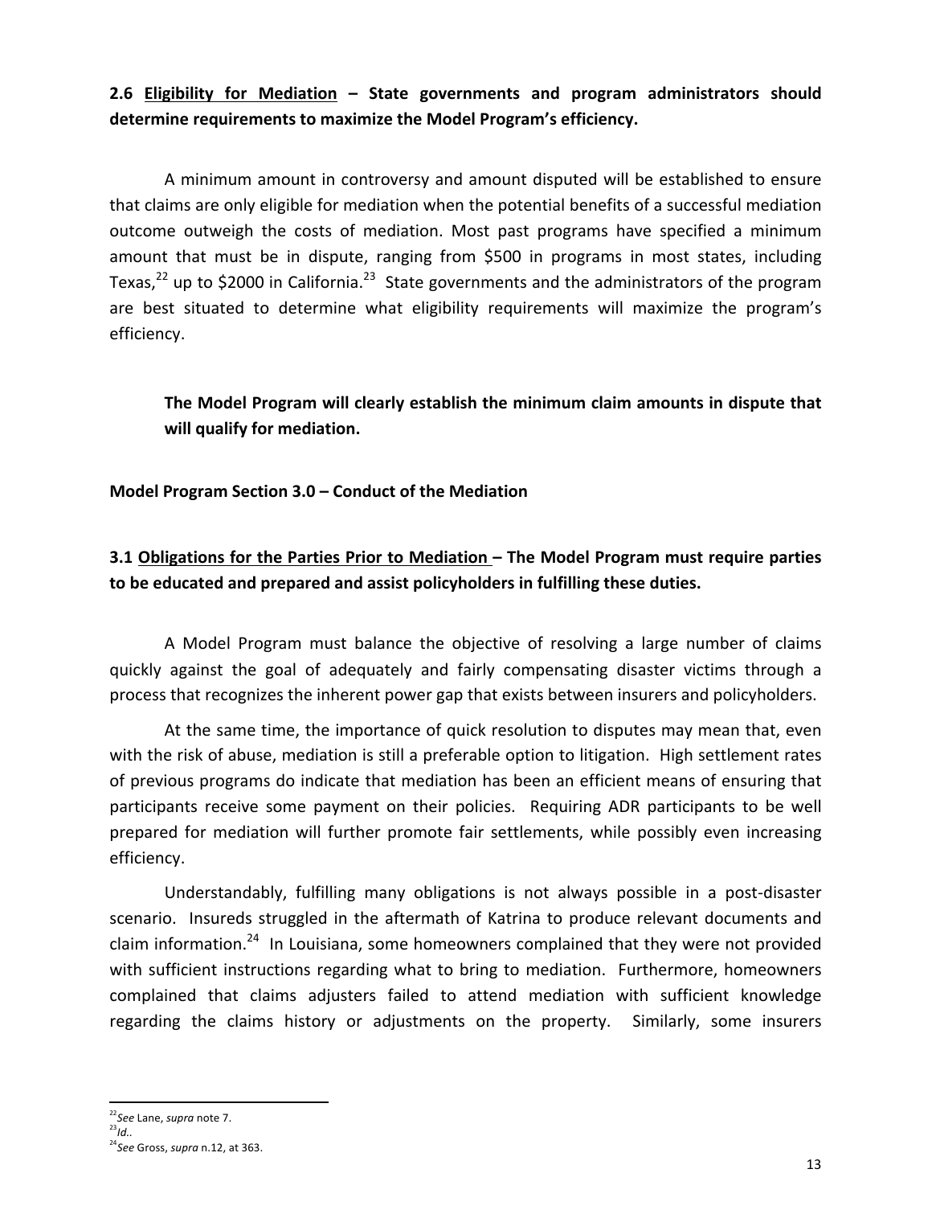**2.6 <u>Eligibility for Mediation</u> – State governments and program administrators should determine requirements to maximize the Model Program's efficiency.**

A minimum amount in controversy and amount disputed will be established to ensure that claims are only eligible for mediation when the potential benefits of a successful mediation outcome outweigh the costs of mediation. Most past programs have specified a minimum amount that must be in dispute, ranging from $500 in programs in most states, including Texas,[22] up to $2000 in California.[23] State governments and the administrators of the program are best situated to determine what eligibility requirements will maximize the program's efficiency.

> **The Model Program will clearly establish the minimum claim amounts in dispute that will qualify for mediation.**

**Model Program Section 3.0 – Conduct of the Mediation**

**3.1 <u>Obligations for the Parties Prior to Mediation</u> – The Model Program must require parties to be educated and prepared and assist policyholders in fulfilling these duties.**

A Model Program must balance the objective of resolving a large number of claims quickly against the goal of adequately and fairly compensating disaster victims through a process that recognizes the inherent power gap that exists between insurers and policyholders.

At the same time, the importance of quick resolution to disputes may mean that, even with the risk of abuse, mediation is still a preferable option to litigation. High settlement rates of previous programs do indicate that mediation has been an efficient means of ensuring that participants receive some payment on their policies. Requiring ADR participants to be well prepared for mediation will further promote fair settlements, while possibly even increasing efficiency.

Understandably, fulfilling many obligations is not always possible in a post-disaster scenario. Insureds struggled in the aftermath of Katrina to produce relevant documents and claim information.[24] In Louisiana, some homeowners complained that they were not provided with sufficient instructions regarding what to bring to mediation. Furthermore, homeowners complained that claims adjusters failed to attend mediation with sufficient knowledge regarding the claims history or adjustments on the property. Similarly, some insurers

---

[22] *See* Lane, *supra* note 7.

[23] *Id.*.

[24] *See* Gross, *supra* n.12, at 363.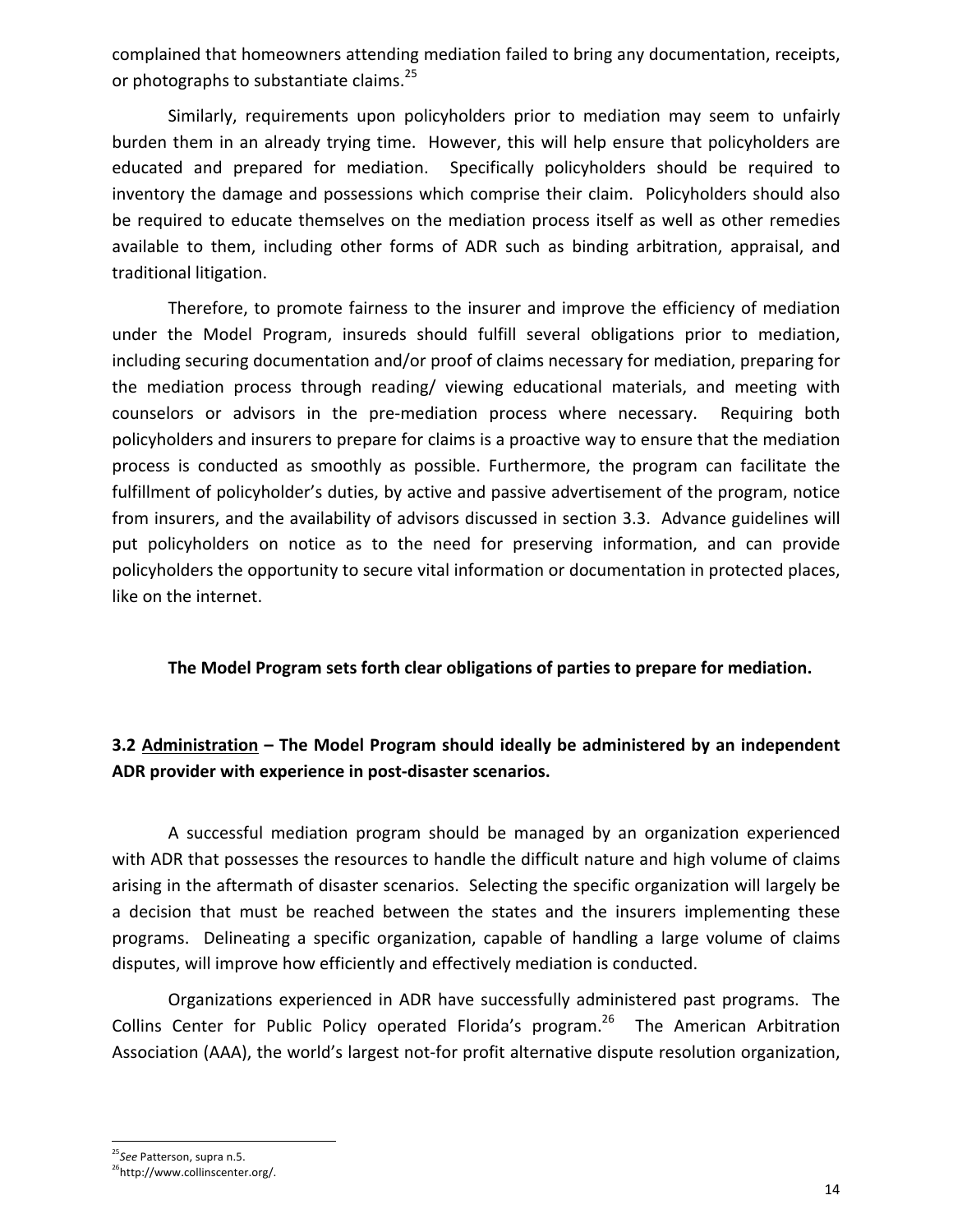complained that homeowners attending mediation failed to bring any documentation, receipts, or photographs to substantiate claims.[25]

Similarly, requirements upon policyholders prior to mediation may seem to unfairly burden them in an already trying time. However, this will help ensure that policyholders are educated and prepared for mediation. Specifically policyholders should be required to inventory the damage and possessions which comprise their claim. Policyholders should also be required to educate themselves on the mediation process itself as well as other remedies available to them, including other forms of ADR such as binding arbitration, appraisal, and traditional litigation.

Therefore, to promote fairness to the insurer and improve the efficiency of mediation under the Model Program, insureds should fulfill several obligations prior to mediation, including securing documentation and/or proof of claims necessary for mediation, preparing for the mediation process through reading/ viewing educational materials, and meeting with counselors or advisors in the pre-mediation process where necessary. Requiring both policyholders and insurers to prepare for claims is a proactive way to ensure that the mediation process is conducted as smoothly as possible. Furthermore, the program can facilitate the fulfillment of policyholder's duties, by active and passive advertisement of the program, notice from insurers, and the availability of advisors discussed in section 3.3. Advance guidelines will put policyholders on notice as to the need for preserving information, and can provide policyholders the opportunity to secure vital information or documentation in protected places, like on the internet.

**The Model Program sets forth clear obligations of parties to prepare for mediation.**

### 3.2 <u>Administration</u> – The Model Program should ideally be administered by an independent ADR provider with experience in post-disaster scenarios.

A successful mediation program should be managed by an organization experienced with ADR that possesses the resources to handle the difficult nature and high volume of claims arising in the aftermath of disaster scenarios. Selecting the specific organization will largely be a decision that must be reached between the states and the insurers implementing these programs. Delineating a specific organization, capable of handling a large volume of claims disputes, will improve how efficiently and effectively mediation is conducted.

Organizations experienced in ADR have successfully administered past programs. The Collins Center for Public Policy operated Florida's program.[26] The American Arbitration Association (AAA), the world's largest not-for profit alternative dispute resolution organization,

---

[25] *See* Patterson, supra n.5.

[26] http://www.collinscenter.org/.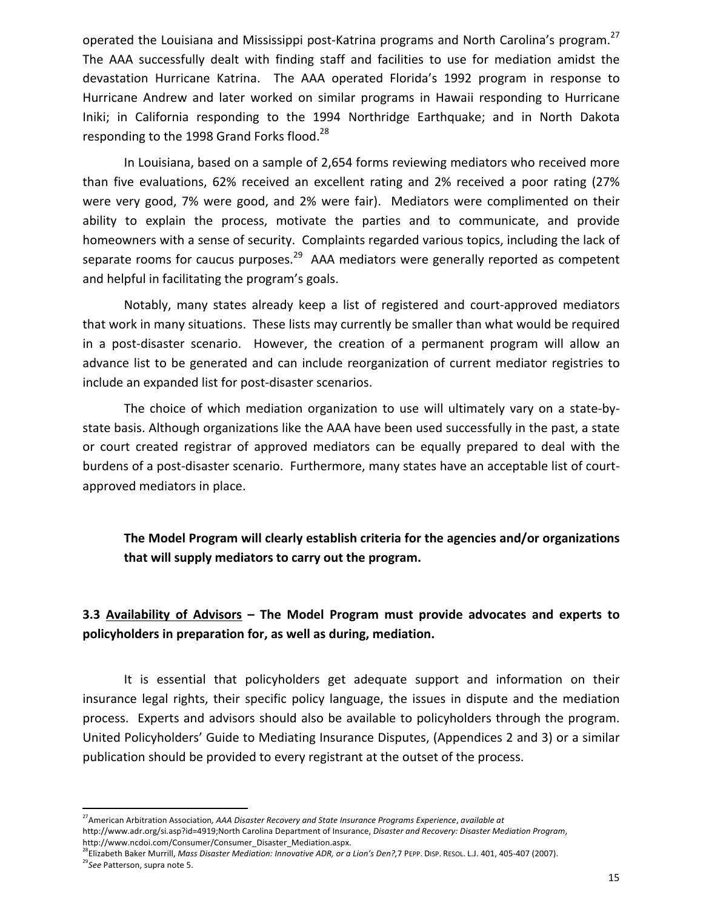operated the Louisiana and Mississippi post-Katrina programs and North Carolina's program.[27] The AAA successfully dealt with finding staff and facilities to use for mediation amidst the devastation Hurricane Katrina. The AAA operated Florida's 1992 program in response to Hurricane Andrew and later worked on similar programs in Hawaii responding to Hurricane Iniki; in California responding to the 1994 Northridge Earthquake; and in North Dakota responding to the 1998 Grand Forks flood.[28]

In Louisiana, based on a sample of 2,654 forms reviewing mediators who received more than five evaluations, 62% received an excellent rating and 2% received a poor rating (27% were very good, 7% were good, and 2% were fair). Mediators were complimented on their ability to explain the process, motivate the parties and to communicate, and provide homeowners with a sense of security. Complaints regarded various topics, including the lack of separate rooms for caucus purposes.[29] AAA mediators were generally reported as competent and helpful in facilitating the program's goals.

Notably, many states already keep a list of registered and court-approved mediators that work in many situations. These lists may currently be smaller than what would be required in a post-disaster scenario. However, the creation of a permanent program will allow an advance list to be generated and can include reorganization of current mediator registries to include an expanded list for post-disaster scenarios.

The choice of which mediation organization to use will ultimately vary on a state-by-state basis. Although organizations like the AAA have been used successfully in the past, a state or court created registrar of approved mediators can be equally prepared to deal with the burdens of a post-disaster scenario. Furthermore, many states have an acceptable list of court-approved mediators in place.

**The Model Program will clearly establish criteria for the agencies and/or organizations that will supply mediators to carry out the program.**

**3.3 <u>Availability of Advisors</u> – The Model Program must provide advocates and experts to policyholders in preparation for, as well as during, mediation.**

It is essential that policyholders get adequate support and information on their insurance legal rights, their specific policy language, the issues in dispute and the mediation process. Experts and advisors should also be available to policyholders through the program. United Policyholders' Guide to Mediating Insurance Disputes, (Appendices 2 and 3) or a similar publication should be provided to every registrant at the outset of the process.

---

[27] American Arbitration Association*, AAA Disaster Recovery and State Insurance Programs Experience*, *available at* http://www.adr.org/si.asp?id=4919;North Carolina Department of Insurance, *Disaster and Recovery: Disaster Mediation Program*, http://www.ncdoi.com/Consumer/Consumer_Disaster_Mediation.aspx.

[28] Elizabeth Baker Murrill, *Mass Disaster Mediation: Innovative ADR, or a Lion's Den?,*7 PEPP. DISP. RESOL. L.J. 401, 405-407 (2007).

[29] *See* Patterson, supra note 5.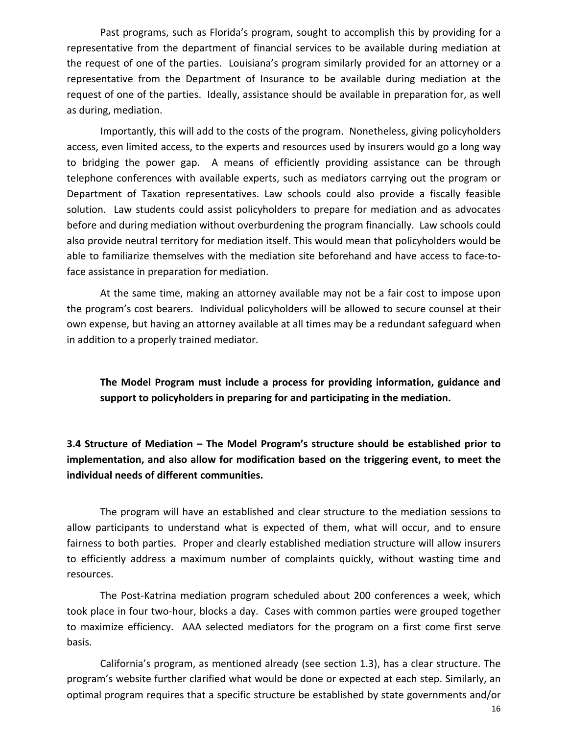Past programs, such as Florida's program, sought to accomplish this by providing for a representative from the department of financial services to be available during mediation at the request of one of the parties. Louisiana's program similarly provided for an attorney or a representative from the Department of Insurance to be available during mediation at the request of one of the parties. Ideally, assistance should be available in preparation for, as well as during, mediation.

Importantly, this will add to the costs of the program. Nonetheless, giving policyholders access, even limited access, to the experts and resources used by insurers would go a long way to bridging the power gap. A means of efficiently providing assistance can be through telephone conferences with available experts, such as mediators carrying out the program or Department of Taxation representatives. Law schools could also provide a fiscally feasible solution. Law students could assist policyholders to prepare for mediation and as advocates before and during mediation without overburdening the program financially. Law schools could also provide neutral territory for mediation itself. This would mean that policyholders would be able to familiarize themselves with the mediation site beforehand and have access to face-to-face assistance in preparation for mediation.

At the same time, making an attorney available may not be a fair cost to impose upon the program's cost bearers. Individual policyholders will be allowed to secure counsel at their own expense, but having an attorney available at all times may be a redundant safeguard when in addition to a properly trained mediator.

**The Model Program must include a process for providing information, guidance and support to policyholders in preparing for and participating in the mediation.**

**3.4 <u>Structure of Mediation</u> – The Model Program's structure should be established prior to implementation, and also allow for modification based on the triggering event, to meet the individual needs of different communities.**

The program will have an established and clear structure to the mediation sessions to allow participants to understand what is expected of them, what will occur, and to ensure fairness to both parties. Proper and clearly established mediation structure will allow insurers to efficiently address a maximum number of complaints quickly, without wasting time and resources.

The Post-Katrina mediation program scheduled about 200 conferences a week, which took place in four two-hour, blocks a day. Cases with common parties were grouped together to maximize efficiency. AAA selected mediators for the program on a first come first serve basis.

California's program, as mentioned already (see section 1.3), has a clear structure. The program's website further clarified what would be done or expected at each step. Similarly, an optimal program requires that a specific structure be established by state governments and/or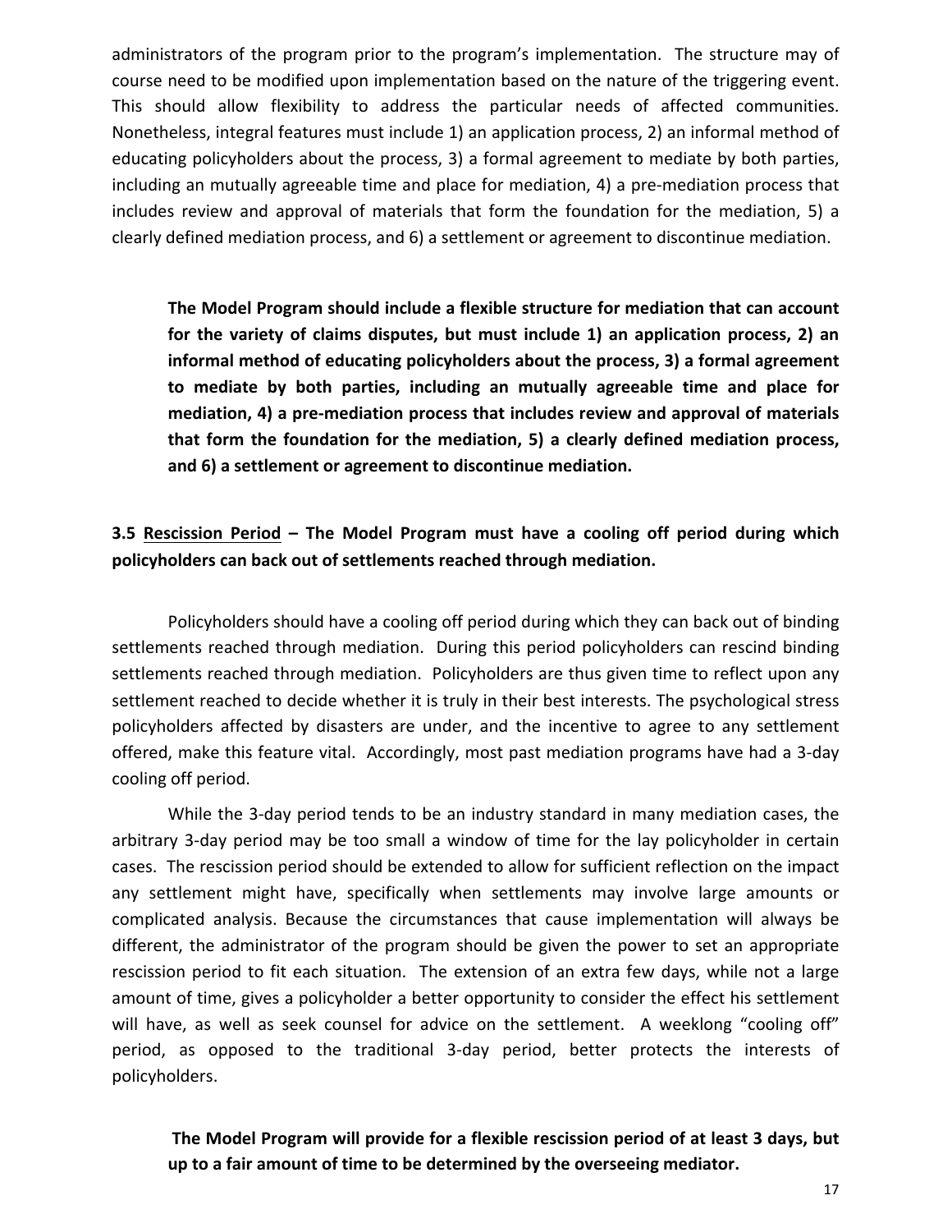administrators of the program prior to the program's implementation. The structure may of course need to be modified upon implementation based on the nature of the triggering event. This should allow flexibility to address the particular needs of affected communities. Nonetheless, integral features must include 1) an application process, 2) an informal method of educating policyholders about the process, 3) a formal agreement to mediate by both parties, including an mutually agreeable time and place for mediation, 4) a pre-mediation process that includes review and approval of materials that form the foundation for the mediation, 5) a clearly defined mediation process, and 6) a settlement or agreement to discontinue mediation.

> **The Model Program should include a flexible structure for mediation that can account for the variety of claims disputes, but must include 1) an application process, 2) an informal method of educating policyholders about the process, 3) a formal agreement to mediate by both parties, including an mutually agreeable time and place for mediation, 4) a pre-mediation process that includes review and approval of materials that form the foundation for the mediation, 5) a clearly defined mediation process, and 6) a settlement or agreement to discontinue mediation.**

**3.5 <u>Rescission Period</u> – The Model Program must have a cooling off period during which policyholders can back out of settlements reached through mediation.**

Policyholders should have a cooling off period during which they can back out of binding settlements reached through mediation. During this period policyholders can rescind binding settlements reached through mediation. Policyholders are thus given time to reflect upon any settlement reached to decide whether it is truly in their best interests. The psychological stress policyholders affected by disasters are under, and the incentive to agree to any settlement offered, make this feature vital. Accordingly, most past mediation programs have had a 3-day cooling off period.

While the 3-day period tends to be an industry standard in many mediation cases, the arbitrary 3-day period may be too small a window of time for the lay policyholder in certain cases. The rescission period should be extended to allow for sufficient reflection on the impact any settlement might have, specifically when settlements may involve large amounts or complicated analysis. Because the circumstances that cause implementation will always be different, the administrator of the program should be given the power to set an appropriate rescission period to fit each situation. The extension of an extra few days, while not a large amount of time, gives a policyholder a better opportunity to consider the effect his settlement will have, as well as seek counsel for advice on the settlement. A weeklong "cooling off" period, as opposed to the traditional 3-day period, better protects the interests of policyholders.

> **The Model Program will provide for a flexible rescission period of at least 3 days, but up to a fair amount of time to be determined by the overseeing mediator.**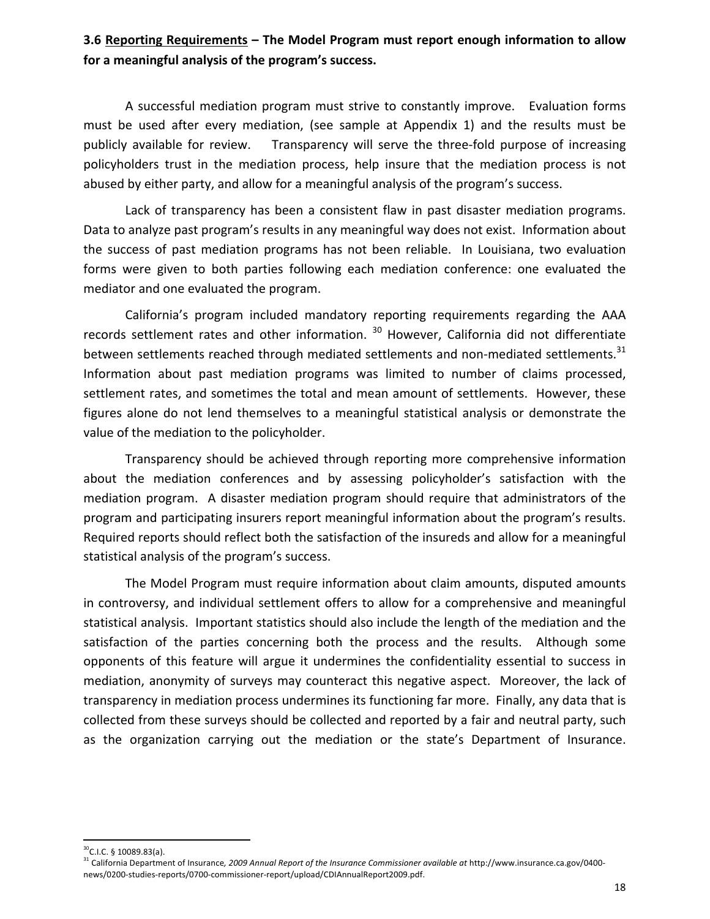**3.6 Reporting Requirements – The Model Program must report enough information to allow for a meaningful analysis of the program's success.**

A successful mediation program must strive to constantly improve. Evaluation forms must be used after every mediation, (see sample at Appendix 1) and the results must be publicly available for review. Transparency will serve the three-fold purpose of increasing policyholders trust in the mediation process, help insure that the mediation process is not abused by either party, and allow for a meaningful analysis of the program's success.

Lack of transparency has been a consistent flaw in past disaster mediation programs. Data to analyze past program's results in any meaningful way does not exist. Information about the success of past mediation programs has not been reliable. In Louisiana, two evaluation forms were given to both parties following each mediation conference: one evaluated the mediator and one evaluated the program.

California's program included mandatory reporting requirements regarding the AAA records settlement rates and other information. [30] However, California did not differentiate between settlements reached through mediated settlements and non-mediated settlements.[31] Information about past mediation programs was limited to number of claims processed, settlement rates, and sometimes the total and mean amount of settlements. However, these figures alone do not lend themselves to a meaningful statistical analysis or demonstrate the value of the mediation to the policyholder.

Transparency should be achieved through reporting more comprehensive information about the mediation conferences and by assessing policyholder's satisfaction with the mediation program. A disaster mediation program should require that administrators of the program and participating insurers report meaningful information about the program's results. Required reports should reflect both the satisfaction of the insureds and allow for a meaningful statistical analysis of the program's success.

The Model Program must require information about claim amounts, disputed amounts in controversy, and individual settlement offers to allow for a comprehensive and meaningful statistical analysis. Important statistics should also include the length of the mediation and the satisfaction of the parties concerning both the process and the results. Although some opponents of this feature will argue it undermines the confidentiality essential to success in mediation, anonymity of surveys may counteract this negative aspect. Moreover, the lack of transparency in mediation process undermines its functioning far more. Finally, any data that is collected from these surveys should be collected and reported by a fair and neutral party, such as the organization carrying out the mediation or the state's Department of Insurance.

---

[30] C.I.C. § 10089.83(a).

[31] California Department of Insurance, *2009 Annual Report of the Insurance Commissioner available at* http://www.insurance.ca.gov/0400-news/0200-studies-reports/0700-commissioner-report/upload/CDIAnnualReport2009.pdf.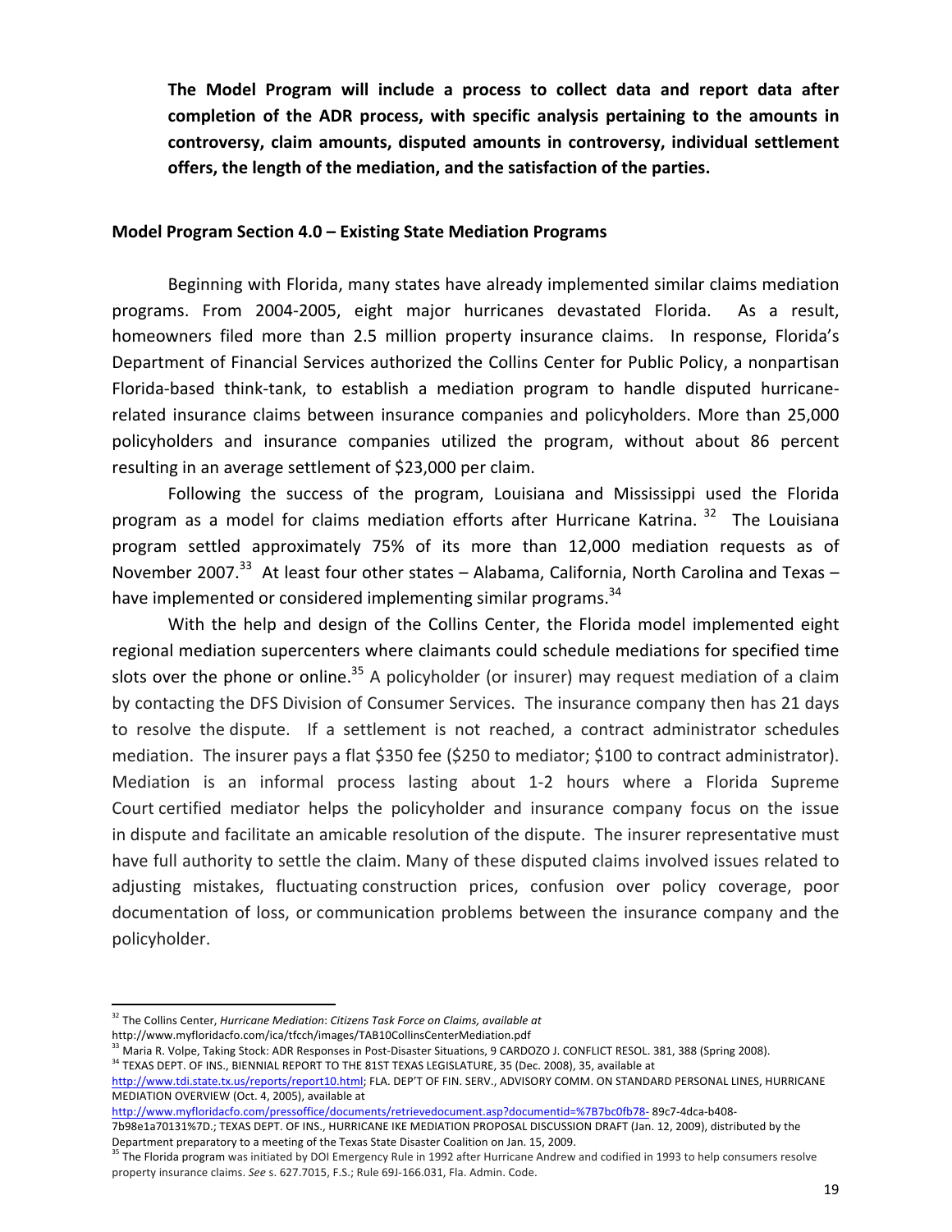**The Model Program will include a process to collect data and report data after completion of the ADR process, with specific analysis pertaining to the amounts in controversy, claim amounts, disputed amounts in controversy, individual settlement offers, the length of the mediation, and the satisfaction of the parties.**

**Model Program Section 4.0 – Existing State Mediation Programs**

Beginning with Florida, many states have already implemented similar claims mediation programs. From 2004-2005, eight major hurricanes devastated Florida. As a result, homeowners filed more than 2.5 million property insurance claims. In response, Florida's Department of Financial Services authorized the Collins Center for Public Policy, a nonpartisan Florida-based think-tank, to establish a mediation program to handle disputed hurricane-related insurance claims between insurance companies and policyholders. More than 25,000 policyholders and insurance companies utilized the program, without about 86 percent resulting in an average settlement of $23,000 per claim.

Following the success of the program, Louisiana and Mississippi used the Florida program as a model for claims mediation efforts after Hurricane Katrina.[32] The Louisiana program settled approximately 75% of its more than 12,000 mediation requests as of November 2007.[33] At least four other states – Alabama, California, North Carolina and Texas – have implemented or considered implementing similar programs.[34]

With the help and design of the Collins Center, the Florida model implemented eight regional mediation supercenters where claimants could schedule mediations for specified time slots over the phone or online.[35] A policyholder (or insurer) may request mediation of a claim by contacting the DFS Division of Consumer Services. The insurance company then has 21 days to resolve the dispute. If a settlement is not reached, a contract administrator schedules mediation. The insurer pays a flat $350 fee ($250 to mediator; $100 to contract administrator). Mediation is an informal process lasting about 1-2 hours where a Florida Supreme Court certified mediator helps the policyholder and insurance company focus on the issue in dispute and facilitate an amicable resolution of the dispute. The insurer representative must have full authority to settle the claim. Many of these disputed claims involved issues related to adjusting mistakes, fluctuating construction prices, confusion over policy coverage, poor documentation of loss, or communication problems between the insurance company and the policyholder.

---

[32] The Collins Center, *Hurricane Mediation*: *Citizens Task Force on Claims, available at* http://www.myfloridacfo.com/ica/tfcch/images/TAB10CollinsCenterMediation.pdf

[33] Maria R. Volpe, Taking Stock: ADR Responses in Post-Disaster Situations, 9 CARDOZO J. CONFLICT RESOL. 381, 388 (Spring 2008).

[34] TEXAS DEPT. OF INS., BIENNIAL REPORT TO THE 81ST TEXAS LEGISLATURE, 35 (Dec. 2008), 35, available at http://www.tdi.state.tx.us/reports/report10.html; FLA. DEP'T OF FIN. SERV., ADVISORY COMM. ON STANDARD PERSONAL LINES, HURRICANE MEDIATION OVERVIEW (Oct. 4, 2005), available at http://www.myfloridacfo.com/pressoffice/documents/retrievedocument.asp?documentid=%7B7bc0fb78- 89c7-4dca-b408-7b98e1a70131%7D.; TEXAS DEPT. OF INS., HURRICANE IKE MEDIATION PROPOSAL DISCUSSION DRAFT (Jan. 12, 2009), distributed by the Department preparatory to a meeting of the Texas State Disaster Coalition on Jan. 15, 2009.

[35] The Florida program was initiated by DOI Emergency Rule in 1992 after Hurricane Andrew and codified in 1993 to help consumers resolve property insurance claims. *See* s. 627.7015, F.S.; Rule 69J-166.031, Fla. Admin. Code.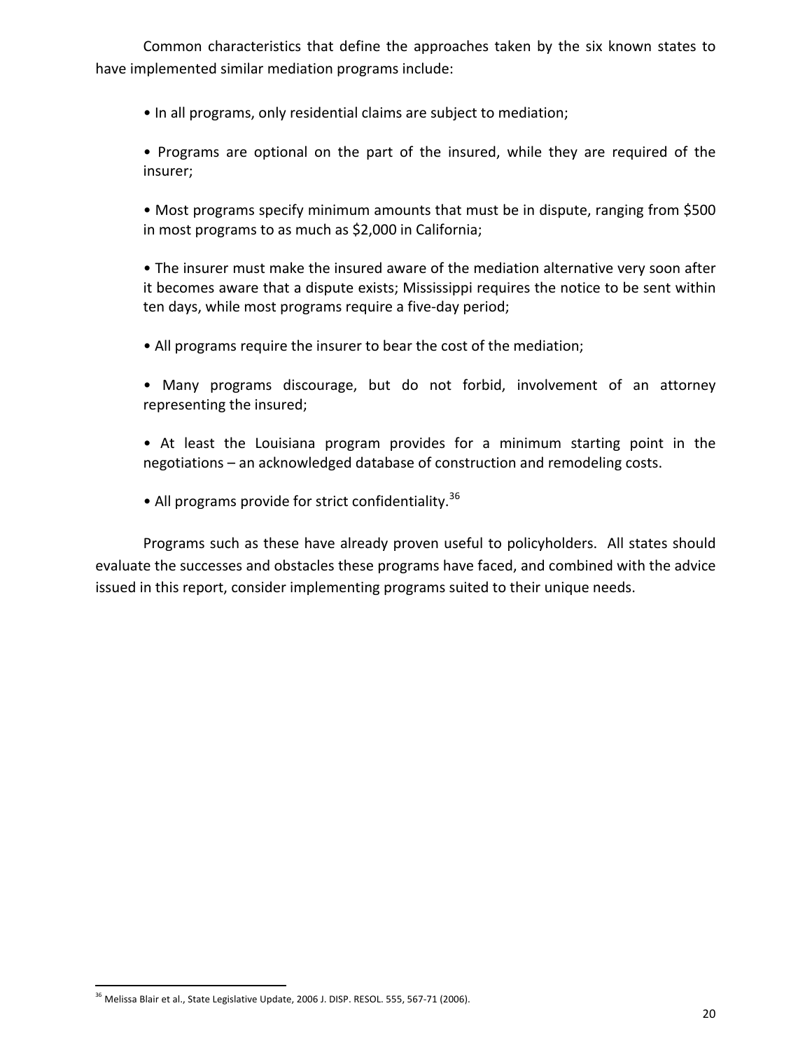Common characteristics that define the approaches taken by the six known states to have implemented similar mediation programs include:

- In all programs, only residential claims are subject to mediation;
- Programs are optional on the part of the insured, while they are required of the insurer;
- Most programs specify minimum amounts that must be in dispute, ranging from $500 in most programs to as much as $2,000 in California;
- The insurer must make the insured aware of the mediation alternative very soon after it becomes aware that a dispute exists; Mississippi requires the notice to be sent within ten days, while most programs require a five-day period;
- All programs require the insurer to bear the cost of the mediation;
- Many programs discourage, but do not forbid, involvement of an attorney representing the insured;
- At least the Louisiana program provides for a minimum starting point in the negotiations – an acknowledged database of construction and remodeling costs.
- All programs provide for strict confidentiality.[36]

Programs such as these have already proven useful to policyholders. All states should evaluate the successes and obstacles these programs have faced, and combined with the advice issued in this report, consider implementing programs suited to their unique needs.

---

[36] Melissa Blair et al., State Legislative Update, 2006 J. DISP. RESOL. 555, 567-71 (2006).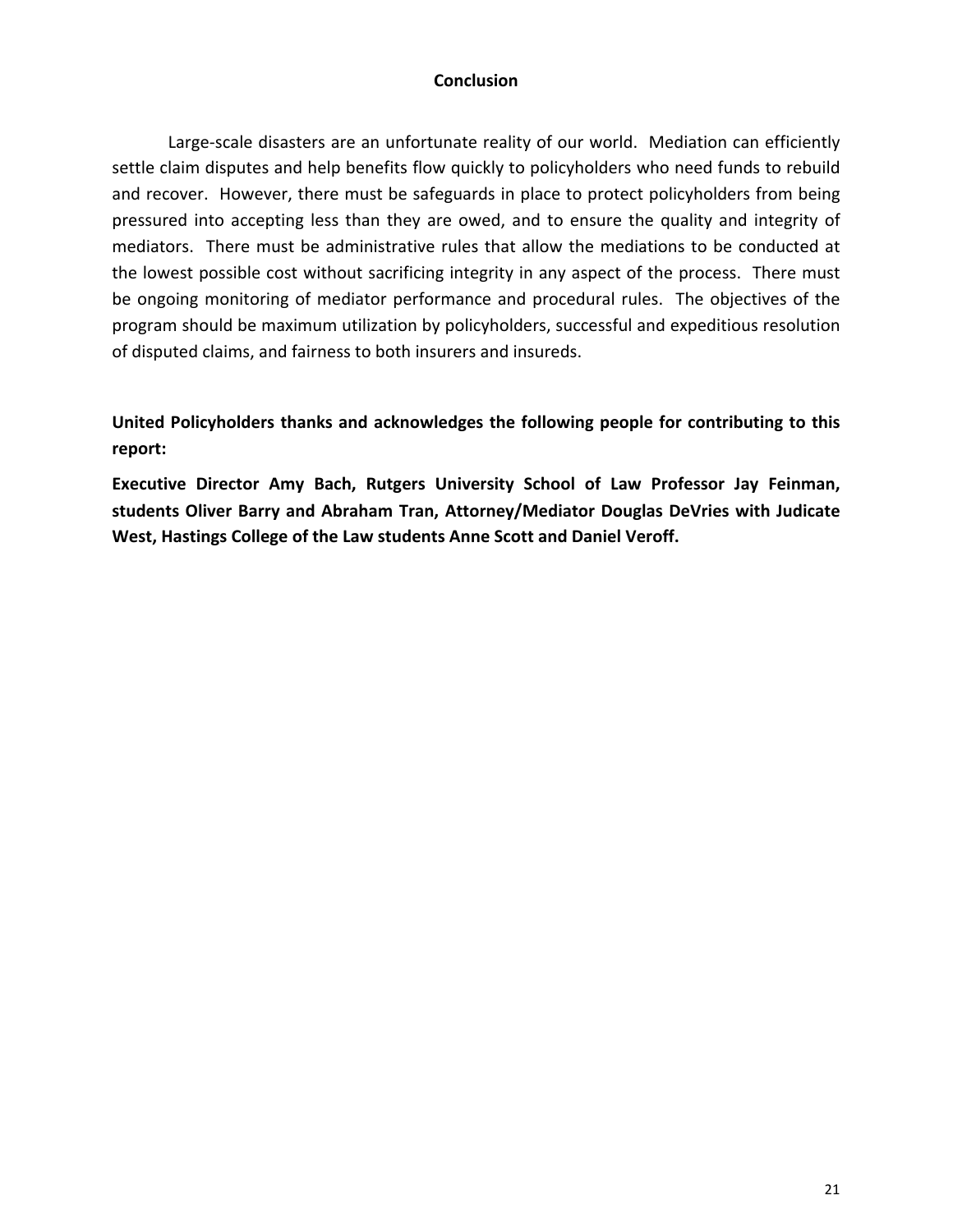## Conclusion

Large-scale disasters are an unfortunate reality of our world. Mediation can efficiently settle claim disputes and help benefits flow quickly to policyholders who need funds to rebuild and recover. However, there must be safeguards in place to protect policyholders from being pressured into accepting less than they are owed, and to ensure the quality and integrity of mediators. There must be administrative rules that allow the mediations to be conducted at the lowest possible cost without sacrificing integrity in any aspect of the process. There must be ongoing monitoring of mediator performance and procedural rules. The objectives of the program should be maximum utilization by policyholders, successful and expeditious resolution of disputed claims, and fairness to both insurers and insureds.

**United Policyholders thanks and acknowledges the following people for contributing to this report:**

**Executive Director Amy Bach, Rutgers University School of Law Professor Jay Feinman, students Oliver Barry and Abraham Tran, Attorney/Mediator Douglas DeVries with Judicate West, Hastings College of the Law students Anne Scott and Daniel Veroff.**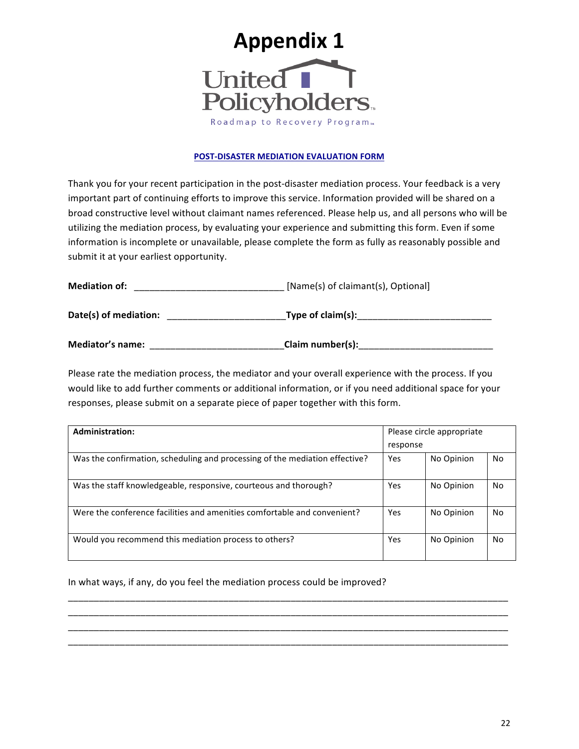# Appendix 1

United Policyholders

Roadmap to Recovery Program™

**POST-DISASTER MEDIATION EVALUATION FORM**

Thank you for your recent participation in the post-disaster mediation process. Your feedback is a very important part of continuing efforts to improve this service. Information provided will be shared on a broad constructive level without claimant names referenced. Please help us, and all persons who will be utilizing the mediation process, by evaluating your experience and submitting this form. Even if some information is incomplete or unavailable, please complete the form as fully as reasonably possible and submit it at your earliest opportunity.

**Mediation of:** ____________________________ [Name(s) of claimant(s), Optional]

**Date(s) of mediation:** _______________________ **Type of claim(s):** __________________________

**Mediator's name:** __________________________ **Claim number(s):** __________________________

Please rate the mediation process, the mediator and your overall experience with the process. If you would like to add further comments or additional information, or if you need additional space for your responses, please submit on a separate piece of paper together with this form.

| **Administration:** | Please circle appropriate response | | |
|---|---|---|---|
| Was the confirmation, scheduling and processing of the mediation effective? | Yes | No Opinion | No |
| Was the staff knowledgeable, responsive, courteous and thorough? | Yes | No Opinion | No |
| Were the conference facilities and amenities comfortable and convenient? | Yes | No Opinion | No |
| Would you recommend this mediation process to others? | Yes | No Opinion | No |

In what ways, if any, do you feel the mediation process could be improved?

_____________________________________________________________________________________

_____________________________________________________________________________________

_____________________________________________________________________________________

_____________________________________________________________________________________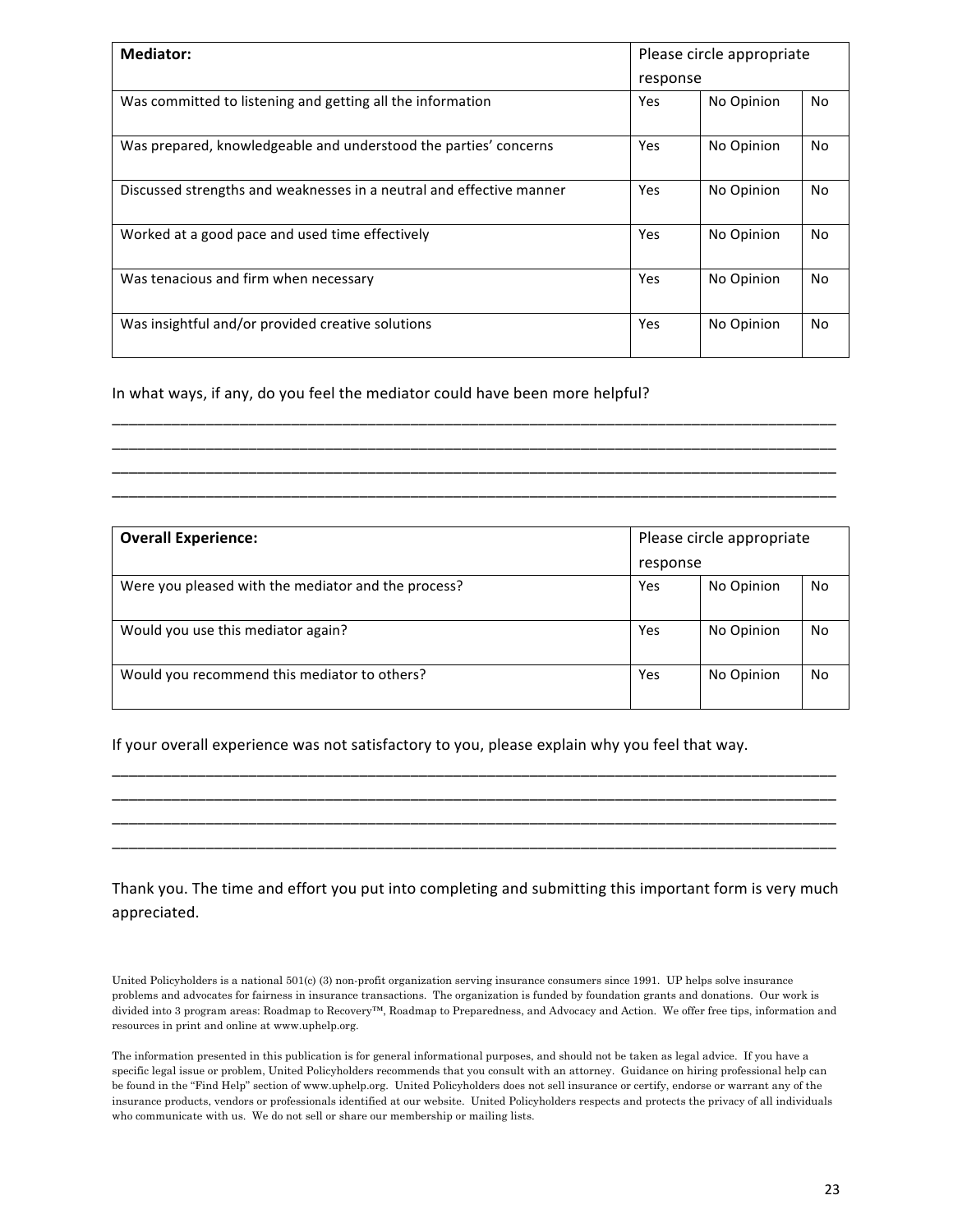| **Mediator:** | Please circle appropriate response | | |
|---|---|---|---|
| Was committed to listening and getting all the information | Yes | No Opinion | No |
| Was prepared, knowledgeable and understood the parties' concerns | Yes | No Opinion | No |
| Discussed strengths and weaknesses in a neutral and effective manner | Yes | No Opinion | No |
| Worked at a good pace and used time effectively | Yes | No Opinion | No |
| Was tenacious and firm when necessary | Yes | No Opinion | No |
| Was insightful and/or provided creative solutions | Yes | No Opinion | No |

In what ways, if any, do you feel the mediator could have been more helpful?

________________________________________________________________________________________________
________________________________________________________________________________________________
________________________________________________________________________________________________
________________________________________________________________________________________________

| **Overall Experience:** | Please circle appropriate response | | |
|---|---|---|---|
| Were you pleased with the mediator and the process? | Yes | No Opinion | No |
| Would you use this mediator again? | Yes | No Opinion | No |
| Would you recommend this mediator to others? | Yes | No Opinion | No |

If your overall experience was not satisfactory to you, please explain why you feel that way.

________________________________________________________________________________________________
________________________________________________________________________________________________
________________________________________________________________________________________________
________________________________________________________________________________________________

Thank you. The time and effort you put into completing and submitting this important form is very much appreciated.

United Policyholders is a national 501(c) (3) non-profit organization serving insurance consumers since 1991. UP helps solve insurance problems and advocates for fairness in insurance transactions. The organization is funded by foundation grants and donations. Our work is divided into 3 program areas: Roadmap to Recovery™, Roadmap to Preparedness, and Advocacy and Action. We offer free tips, information and resources in print and online at www.uphelp.org.

The information presented in this publication is for general informational purposes, and should not be taken as legal advice. If you have a specific legal issue or problem, United Policyholders recommends that you consult with an attorney. Guidance on hiring professional help can be found in the "Find Help" section of www.uphelp.org. United Policyholders does not sell insurance or certify, endorse or warrant any of the insurance products, vendors or professionals identified at our website. United Policyholders respects and protects the privacy of all individuals who communicate with us. We do not sell or share our membership or mailing lists.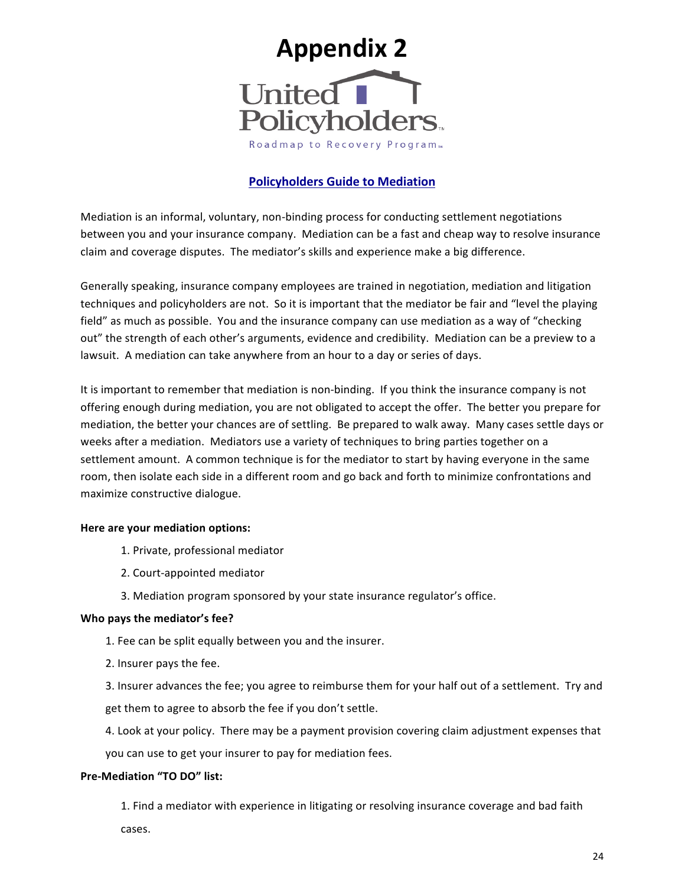# Appendix 2

United Policyholders

Roadmap to Recovery Program

## Policyholders Guide to Mediation

Mediation is an informal, voluntary, non-binding process for conducting settlement negotiations between you and your insurance company. Mediation can be a fast and cheap way to resolve insurance claim and coverage disputes. The mediator's skills and experience make a big difference.

Generally speaking, insurance company employees are trained in negotiation, mediation and litigation techniques and policyholders are not. So it is important that the mediator be fair and "level the playing field" as much as possible. You and the insurance company can use mediation as a way of "checking out" the strength of each other's arguments, evidence and credibility. Mediation can be a preview to a lawsuit. A mediation can take anywhere from an hour to a day or series of days.

It is important to remember that mediation is non-binding. If you think the insurance company is not offering enough during mediation, you are not obligated to accept the offer. The better you prepare for mediation, the better your chances are of settling. Be prepared to walk away. Many cases settle days or weeks after a mediation. Mediators use a variety of techniques to bring parties together on a settlement amount. A common technique is for the mediator to start by having everyone in the same room, then isolate each side in a different room and go back and forth to minimize confrontations and maximize constructive dialogue.

**Here are your mediation options:**

1. Private, professional mediator
2. Court-appointed mediator
3. Mediation program sponsored by your state insurance regulator's office.

**Who pays the mediator's fee?**

1. Fee can be split equally between you and the insurer.
2. Insurer pays the fee.
3. Insurer advances the fee; you agree to reimburse them for your half out of a settlement. Try and get them to agree to absorb the fee if you don't settle.
4. Look at your policy. There may be a payment provision covering claim adjustment expenses that you can use to get your insurer to pay for mediation fees.

**Pre-Mediation "TO DO" list:**

1. Find a mediator with experience in litigating or resolving insurance coverage and bad faith cases.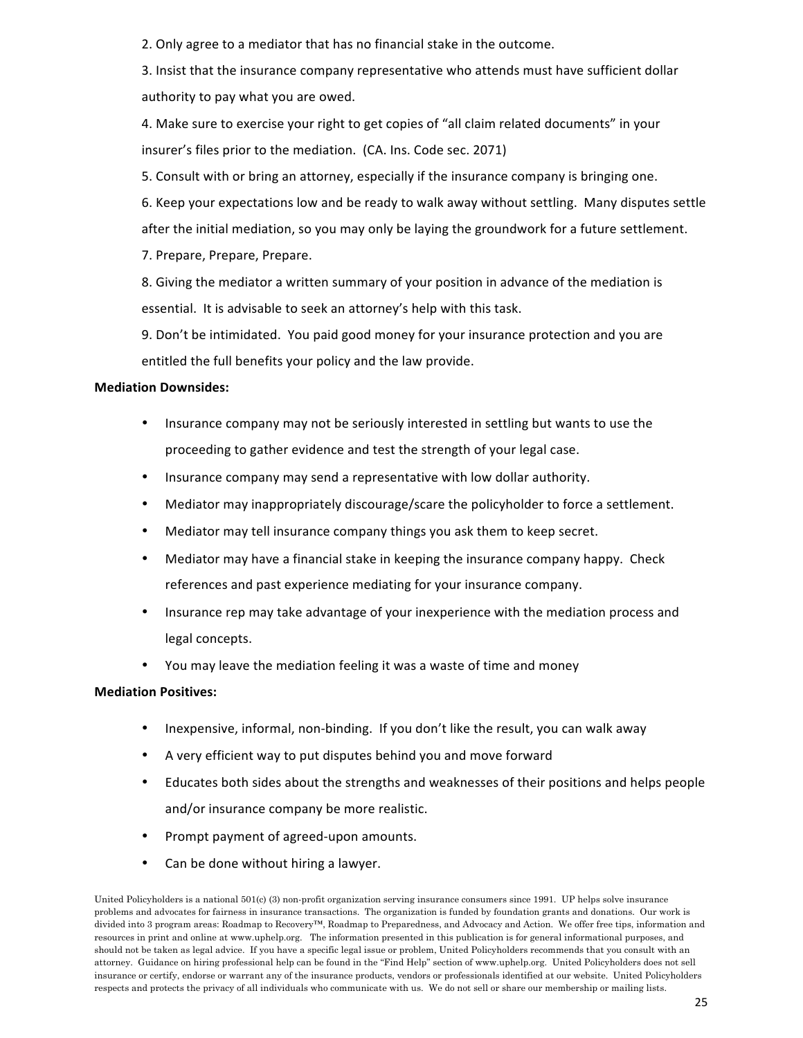2. Only agree to a mediator that has no financial stake in the outcome.

3. Insist that the insurance company representative who attends must have sufficient dollar authority to pay what you are owed.

4. Make sure to exercise your right to get copies of "all claim related documents" in your insurer's files prior to the mediation. (CA. Ins. Code sec. 2071)

5. Consult with or bring an attorney, especially if the insurance company is bringing one.

6. Keep your expectations low and be ready to walk away without settling. Many disputes settle after the initial mediation, so you may only be laying the groundwork for a future settlement.

7. Prepare, Prepare, Prepare.

8. Giving the mediator a written summary of your position in advance of the mediation is essential. It is advisable to seek an attorney's help with this task.

9. Don't be intimidated. You paid good money for your insurance protection and you are entitled the full benefits your policy and the law provide.

**Mediation Downsides:**

- Insurance company may not be seriously interested in settling but wants to use the proceeding to gather evidence and test the strength of your legal case.
- Insurance company may send a representative with low dollar authority.
- Mediator may inappropriately discourage/scare the policyholder to force a settlement.
- Mediator may tell insurance company things you ask them to keep secret.
- Mediator may have a financial stake in keeping the insurance company happy. Check references and past experience mediating for your insurance company.
- Insurance rep may take advantage of your inexperience with the mediation process and legal concepts.
- You may leave the mediation feeling it was a waste of time and money

**Mediation Positives:**

- Inexpensive, informal, non-binding. If you don't like the result, you can walk away
- A very efficient way to put disputes behind you and move forward
- Educates both sides about the strengths and weaknesses of their positions and helps people and/or insurance company be more realistic.
- Prompt payment of agreed-upon amounts.
- Can be done without hiring a lawyer.

United Policyholders is a national 501(c) (3) non-profit organization serving insurance consumers since 1991. UP helps solve insurance problems and advocates for fairness in insurance transactions. The organization is funded by foundation grants and donations. Our work is divided into 3 program areas: Roadmap to Recovery™, Roadmap to Preparedness, and Advocacy and Action. We offer free tips, information and resources in print and online at www.uphelp.org. The information presented in this publication is for general informational purposes, and should not be taken as legal advice. If you have a specific legal issue or problem, United Policyholders recommends that you consult with an attorney. Guidance on hiring professional help can be found in the "Find Help" section of www.uphelp.org. United Policyholders does not sell insurance or certify, endorse or warrant any of the insurance products, vendors or professionals identified at our website. United Policyholders respects and protects the privacy of all individuals who communicate with us. We do not sell or share our membership or mailing lists.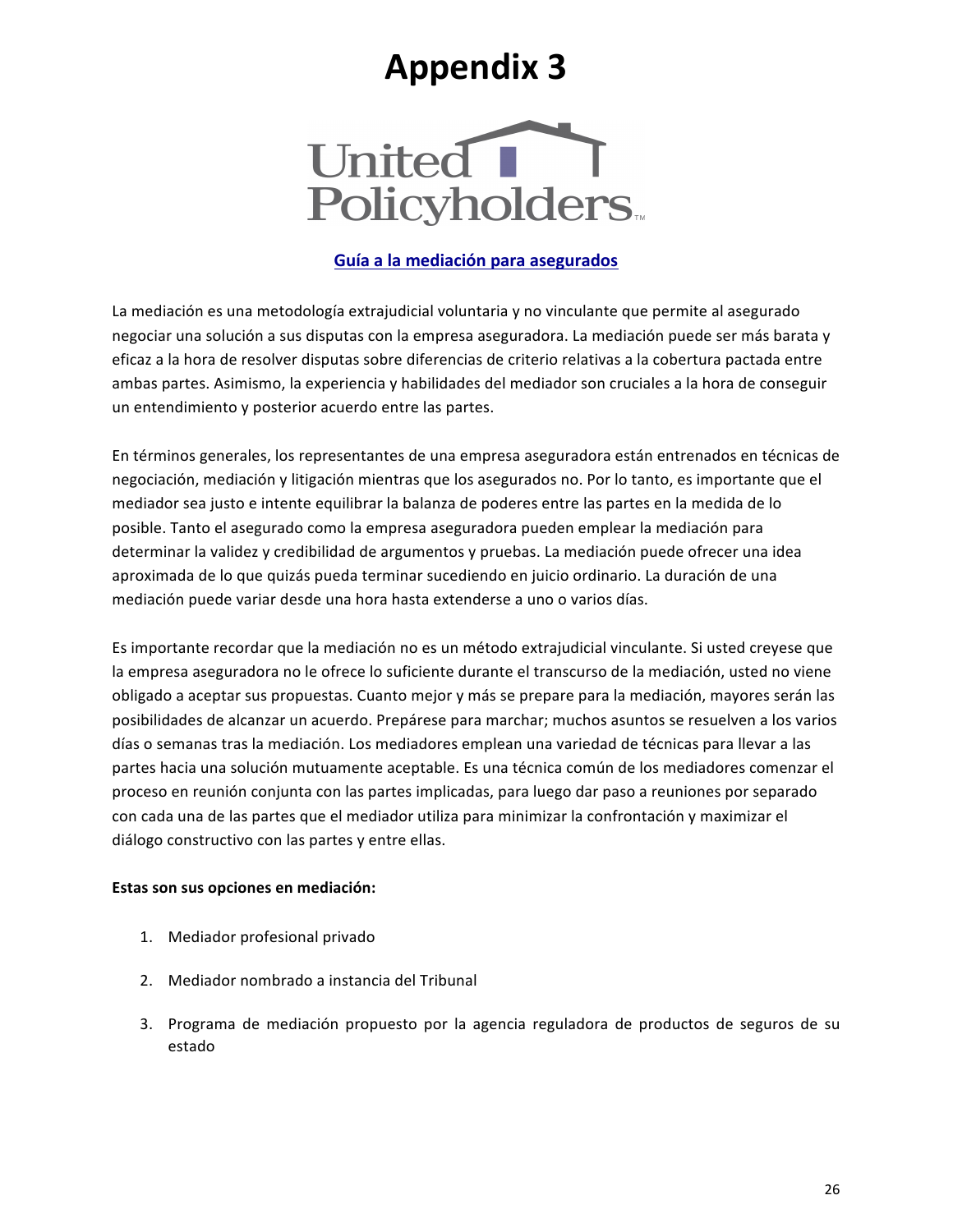# Appendix 3

United Policyholders™

## Guía a la mediación para asegurados

La mediación es una metodología extrajudicial voluntaria y no vinculante que permite al asegurado negociar una solución a sus disputas con la empresa aseguradora. La mediación puede ser más barata y eficaz a la hora de resolver disputas sobre diferencias de criterio relativas a la cobertura pactada entre ambas partes. Asimismo, la experiencia y habilidades del mediador son cruciales a la hora de conseguir un entendimiento y posterior acuerdo entre las partes.

En términos generales, los representantes de una empresa aseguradora están entrenados en técnicas de negociación, mediación y litigación mientras que los asegurados no. Por lo tanto, es importante que el mediador sea justo e intente equilibrar la balanza de poderes entre las partes en la medida de lo posible. Tanto el asegurado como la empresa aseguradora pueden emplear la mediación para determinar la validez y credibilidad de argumentos y pruebas. La mediación puede ofrecer una idea aproximada de lo que quizás pueda terminar sucediendo en juicio ordinario. La duración de una mediación puede variar desde una hora hasta extenderse a uno o varios días.

Es importante recordar que la mediación no es un método extrajudicial vinculante. Si usted creyese que la empresa aseguradora no le ofrece lo suficiente durante el transcurso de la mediación, usted no viene obligado a aceptar sus propuestas. Cuanto mejor y más se prepare para la mediación, mayores serán las posibilidades de alcanzar un acuerdo. Prepárese para marchar; muchos asuntos se resuelven a los varios días o semanas tras la mediación. Los mediadores emplean una variedad de técnicas para llevar a las partes hacia una solución mutuamente aceptable. Es una técnica común de los mediadores comenzar el proceso en reunión conjunta con las partes implicadas, para luego dar paso a reuniones por separado con cada una de las partes que el mediador utiliza para minimizar la confrontación y maximizar el diálogo constructivo con las partes y entre ellas.

**Estas son sus opciones en mediación:**

1. Mediador profesional privado
2. Mediador nombrado a instancia del Tribunal
3. Programa de mediación propuesto por la agencia reguladora de productos de seguros de su estado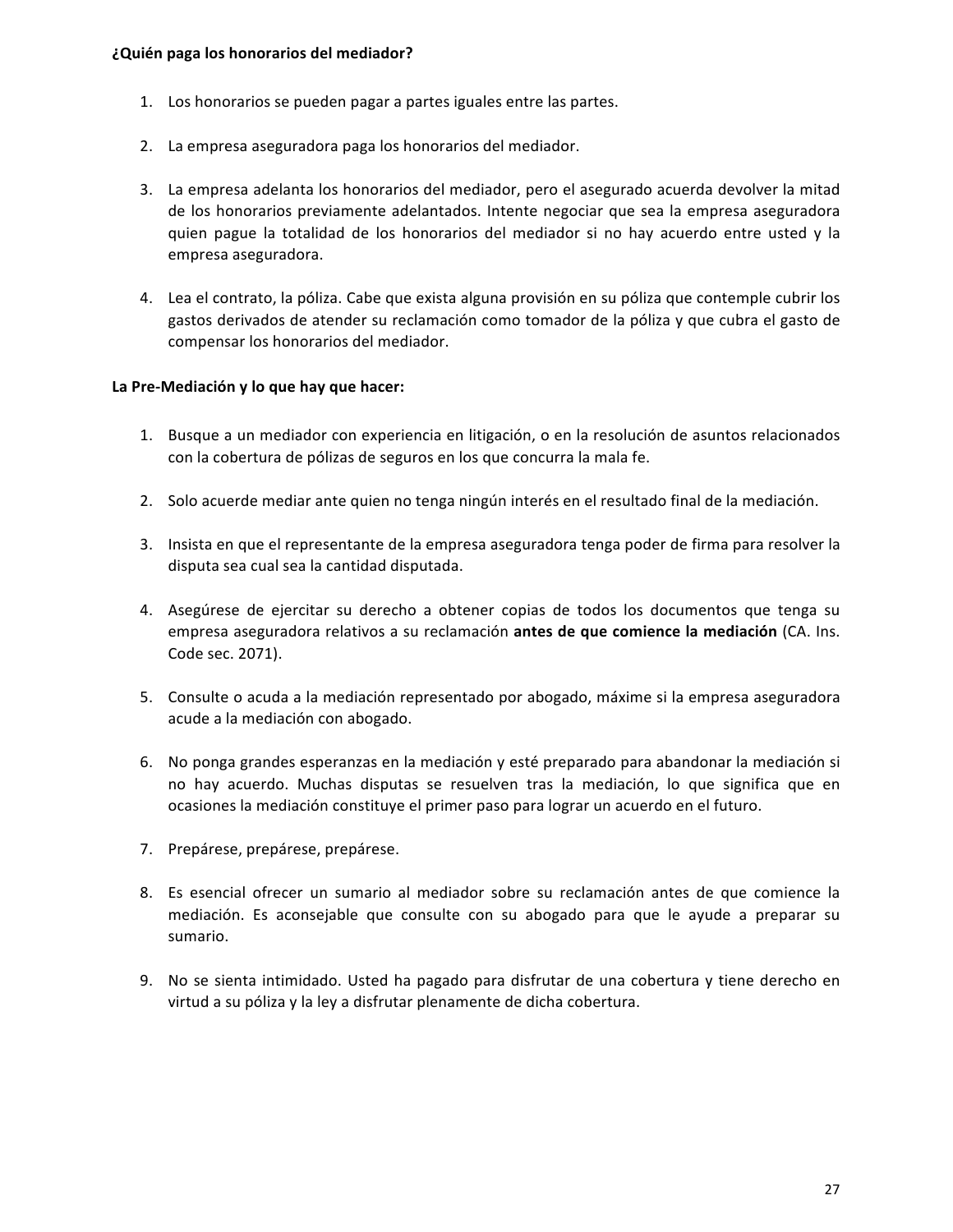**¿Quién paga los honorarios del mediador?**

1. Los honorarios se pueden pagar a partes iguales entre las partes.

2. La empresa aseguradora paga los honorarios del mediador.

3. La empresa adelanta los honorarios del mediador, pero el asegurado acuerda devolver la mitad de los honorarios previamente adelantados. Intente negociar que sea la empresa aseguradora quien pague la totalidad de los honorarios del mediador si no hay acuerdo entre usted y la empresa aseguradora.

4. Lea el contrato, la póliza. Cabe que exista alguna provisión en su póliza que contemple cubrir los gastos derivados de atender su reclamación como tomador de la póliza y que cubra el gasto de compensar los honorarios del mediador.

**La Pre-Mediación y lo que hay que hacer:**

1. Busque a un mediador con experiencia en litigación, o en la resolución de asuntos relacionados con la cobertura de pólizas de seguros en los que concurra la mala fe.

2. Solo acuerde mediar ante quien no tenga ningún interés en el resultado final de la mediación.

3. Insista en que el representante de la empresa aseguradora tenga poder de firma para resolver la disputa sea cual sea la cantidad disputada.

4. Asegúrese de ejercitar su derecho a obtener copias de todos los documentos que tenga su empresa aseguradora relativos a su reclamación **antes de que comience la mediación** (CA. Ins. Code sec. 2071).

5. Consulte o acuda a la mediación representado por abogado, máxime si la empresa aseguradora acude a la mediación con abogado.

6. No ponga grandes esperanzas en la mediación y esté preparado para abandonar la mediación si no hay acuerdo. Muchas disputas se resuelven tras la mediación, lo que significa que en ocasiones la mediación constituye el primer paso para lograr un acuerdo en el futuro.

7. Prepárese, prepárese, prepárese.

8. Es esencial ofrecer un sumario al mediador sobre su reclamación antes de que comience la mediación. Es aconsejable que consulte con su abogado para que le ayude a preparar su sumario.

9. No se sienta intimidado. Usted ha pagado para disfrutar de una cobertura y tiene derecho en virtud a su póliza y la ley a disfrutar plenamente de dicha cobertura.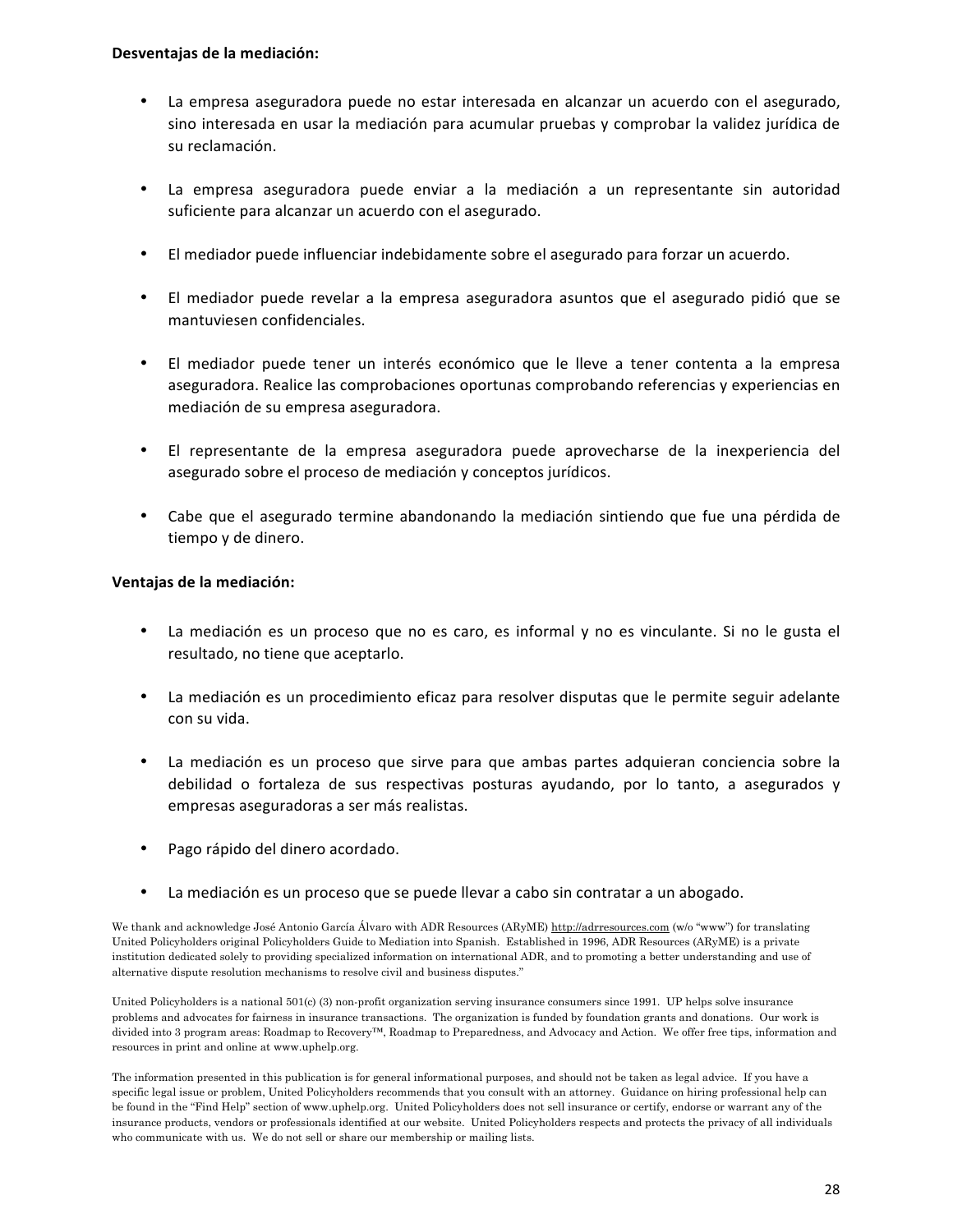**Desventajas de la mediación:**

- La empresa aseguradora puede no estar interesada en alcanzar un acuerdo con el asegurado, sino interesada en usar la mediación para acumular pruebas y comprobar la validez jurídica de su reclamación.

- La empresa aseguradora puede enviar a la mediación a un representante sin autoridad suficiente para alcanzar un acuerdo con el asegurado.

- El mediador puede influenciar indebidamente sobre el asegurado para forzar un acuerdo.

- El mediador puede revelar a la empresa aseguradora asuntos que el asegurado pidió que se mantuviesen confidenciales.

- El mediador puede tener un interés económico que le lleve a tener contenta a la empresa aseguradora. Realice las comprobaciones oportunas comprobando referencias y experiencias en mediación de su empresa aseguradora.

- El representante de la empresa aseguradora puede aprovecharse de la inexperiencia del asegurado sobre el proceso de mediación y conceptos jurídicos.

- Cabe que el asegurado termine abandonando la mediación sintiendo que fue una pérdida de tiempo y de dinero.

**Ventajas de la mediación:**

- La mediación es un proceso que no es caro, es informal y no es vinculante. Si no le gusta el resultado, no tiene que aceptarlo.

- La mediación es un procedimiento eficaz para resolver disputas que le permite seguir adelante con su vida.

- La mediación es un proceso que sirve para que ambas partes adquieran conciencia sobre la debilidad o fortaleza de sus respectivas posturas ayudando, por lo tanto, a asegurados y empresas aseguradoras a ser más realistas.

- Pago rápido del dinero acordado.

- La mediación es un proceso que se puede llevar a cabo sin contratar a un abogado.

We thank and acknowledge José Antonio García Álvaro with ADR Resources (ARyME) http://adrresources.com (w/o "www") for translating United Policyholders original Policyholders Guide to Mediation into Spanish. Established in 1996, ADR Resources (ARyME) is a private institution dedicated solely to providing specialized information on international ADR, and to promoting a better understanding and use of alternative dispute resolution mechanisms to resolve civil and business disputes."

United Policyholders is a national 501(c) (3) non-profit organization serving insurance consumers since 1991. UP helps solve insurance problems and advocates for fairness in insurance transactions. The organization is funded by foundation grants and donations. Our work is divided into 3 program areas: Roadmap to Recovery™, Roadmap to Preparedness, and Advocacy and Action. We offer free tips, information and resources in print and online at www.uphelp.org.

The information presented in this publication is for general informational purposes, and should not be taken as legal advice. If you have a specific legal issue or problem, United Policyholders recommends that you consult with an attorney. Guidance on hiring professional help can be found in the "Find Help" section of www.uphelp.org. United Policyholders does not sell insurance or certify, endorse or warrant any of the insurance products, vendors or professionals identified at our website. United Policyholders respects and protects the privacy of all individuals who communicate with us. We do not sell or share our membership or mailing lists.